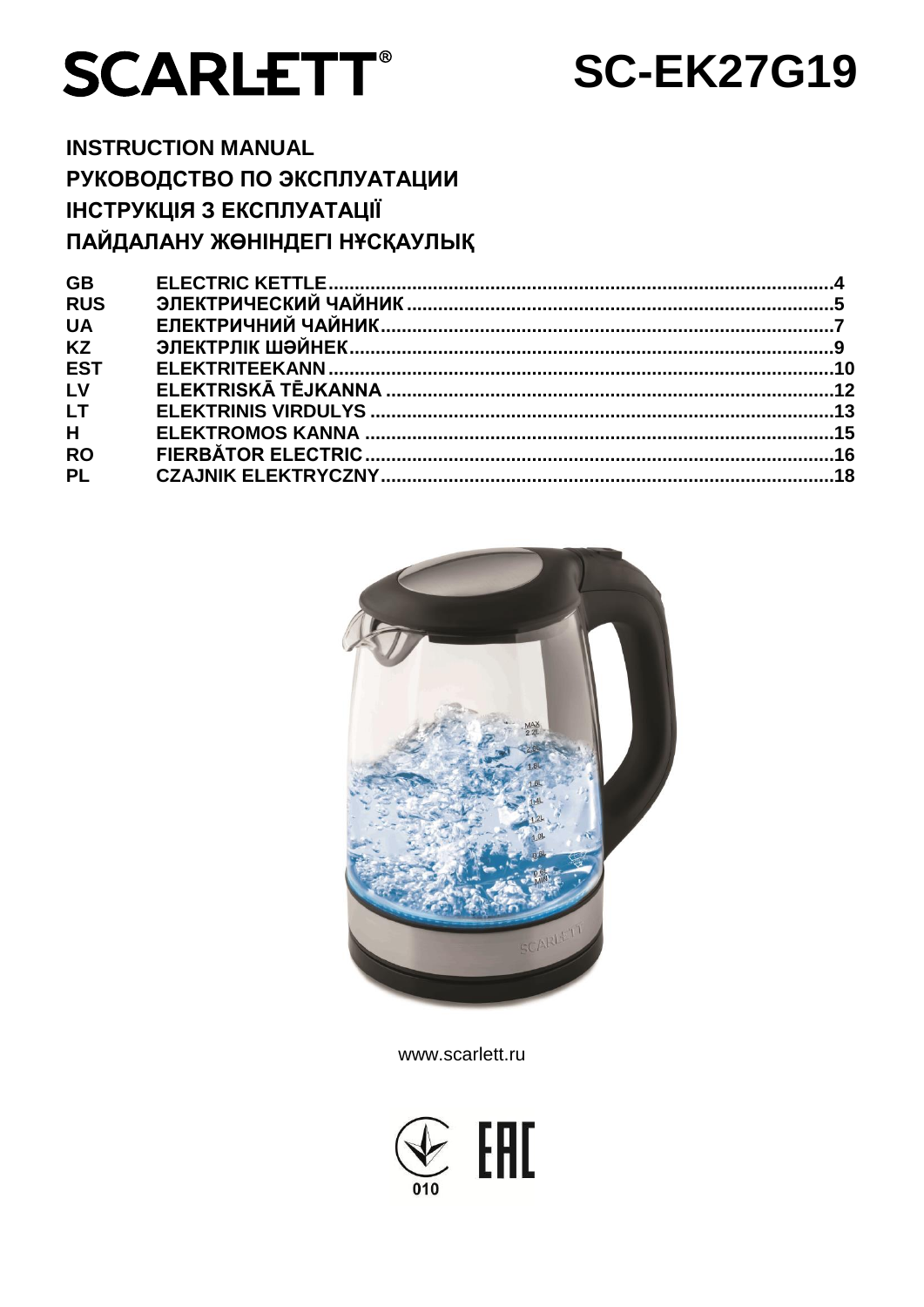# SCARLETT® SC-EK27G19

**INSTRUCTION MANUAL**
**РУКОВОДСТВО ПО ЭКСПЛУАТАЦИИ**
**ІНСТРУКЦІЯ З ЕКСПЛУАТАЦІЇ**
**ПАЙДАЛАНУ ЖӨНІНДЕГІ НҰСҚАУЛЫҚ**

| | | |
|---|---|---|
| GB | ELECTRIC KETTLE | 4 |
| RUS | ЭЛЕКТРИЧЕСКИЙ ЧАЙНИК | 5 |
| UA | ЕЛЕКТРИЧНИЙ ЧАЙНИК | 7 |
| KZ | ЭЛЕКТРЛІК ШӘЙНЕК | 9 |
| EST | ELEKTRITEEKANN | 10 |
| LV | ELEKTRISKĀ TĒJKANNA | 12 |
| LT | ELEKTRINIS VIRDULYS | 13 |
| H | ELEKTROMOS KANNA | 15 |
| RO | FIERBĂTOR ELECTRIC | 16 |
| PL | CZAJNIK ELEKTRYCZNY | 18 |

www.scarlett.ru

010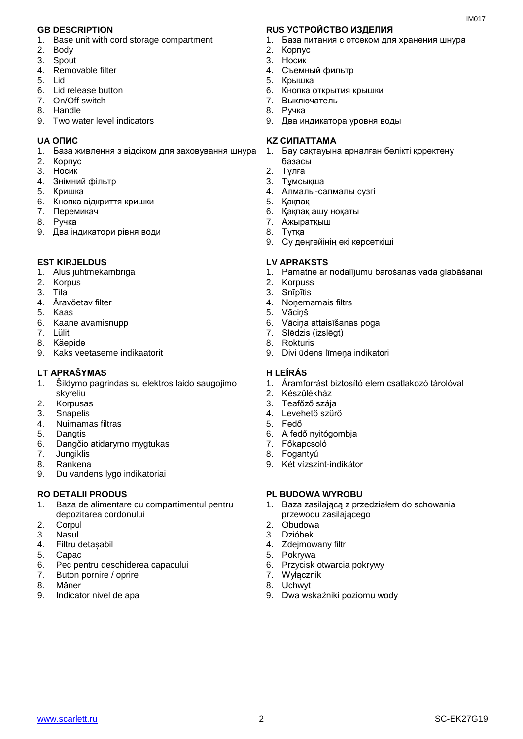## GB DESCRIPTION

1. Base unit with cord storage compartment
2. Body
3. Spout
4. Removable filter
5. Lid
6. Lid release button
7. On/Off switch
8. Handle
9. Two water level indicators

## RUS УСТРОЙСТВО ИЗДЕЛИЯ

1. База питания с отсеком для хранения шнура
2. Корпус
3. Носик
4. Съемный фильтр
5. Крышка
6. Кнопка открытия крышки
7. Выключатель
8. Ручка
9. Два индикатора уровня воды

## UA ОПИС

1. База живлення з відсіком для заховування шнура
2. Корпус
3. Носик
4. Знімний фільтр
5. Кришка
6. Кнопка відкриття кришки
7. Перемикач
8. Ручка
9. Два індикатори рівня води

## KZ СИПАТТАМА

1. Бау сақтауына арналған бөлікті қоректену базасы
2. Тұлға
3. Тұмсықша
4. Алмалы-салмалы сүзгі
5. Қақпақ
6. Қақпақ ашу ноқаты
7. Ажыратқыш
8. Тұтқа
9. Су деңгейінің екі көрсеткіші

## EST KIRJELDUS

1. Alus juhtmekambriga
2. Korpus
3. Tila
4. Äravõetav filter
5. Kaas
6. Kaane avamisnupp
7. Lüliti
8. Käepide
9. Kaks veetaseme indikaatorit

## LV APRAKSTS

1. Pamatne ar nodalījumu barošanas vada glabāšanai
2. Korpuss
3. Snīpītis
4. Noņemamais filtrs
5. Vāciņš
6. Vāciņa attaisīšanas poga
7. Slēdzis (izslēgt)
8. Rokturis
9. Divi ūdens līmeņa indikatori

## LT APRAŠYMAS

1. Šildymo pagrindas su elektros laido saugojimo skyreliu
2. Korpusas
3. Snapelis
4. Nuimamas filtras
5. Dangtis
6. Dangčio atidarymo mygtukas
7. Jungiklis
8. Rankena
9. Du vandens lygo indikatoriai

## H LEÍRÁS

1. Áramforrást biztosító elem csatlakozó tárolóval
2. Készülékház
3. Teafőző szája
4. Levehető szűrő
5. Fedő
6. A fedő nyitógombja
7. Főkapcsoló
8. Fogantyú
9. Két vízszint-indikátor

## RO DETALII PRODUS

1. Baza de alimentare cu compartimentul pentru depozitarea cordonului
2. Corpul
3. Nasul
4. Filtru detașabil
5. Capac
6. Pec pentru deschiderea capacului
7. Buton pornire / oprire
8. Mâner
9. Indicator nivel de apa

## PL BUDOWA WYROBU

1. Baza zasilającą z przedziałem do schowania przewodu zasilającego
2. Obudowa
3. Dzióbek
4. Zdejmowany filtr
5. Pokrywa
6. Przycisk otwarcia pokrywy
7. Wyłącznik
8. Uchwyt
9. Dwa wskaźniki poziomu wody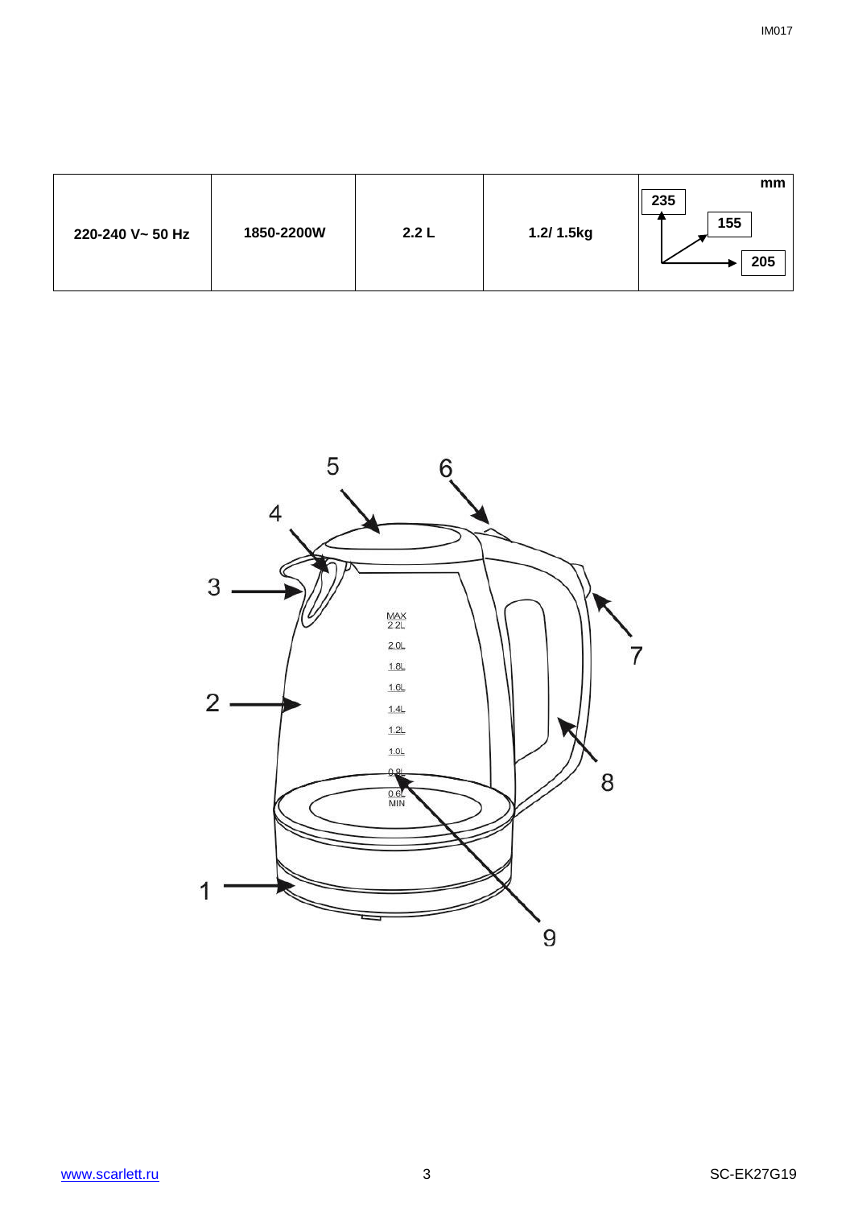| 220-240 V~ 50 Hz | 1850-2200W | 2.2 L | 1.2/ 1.5kg | mm 235 155 205 |
|---|---|---|---|---|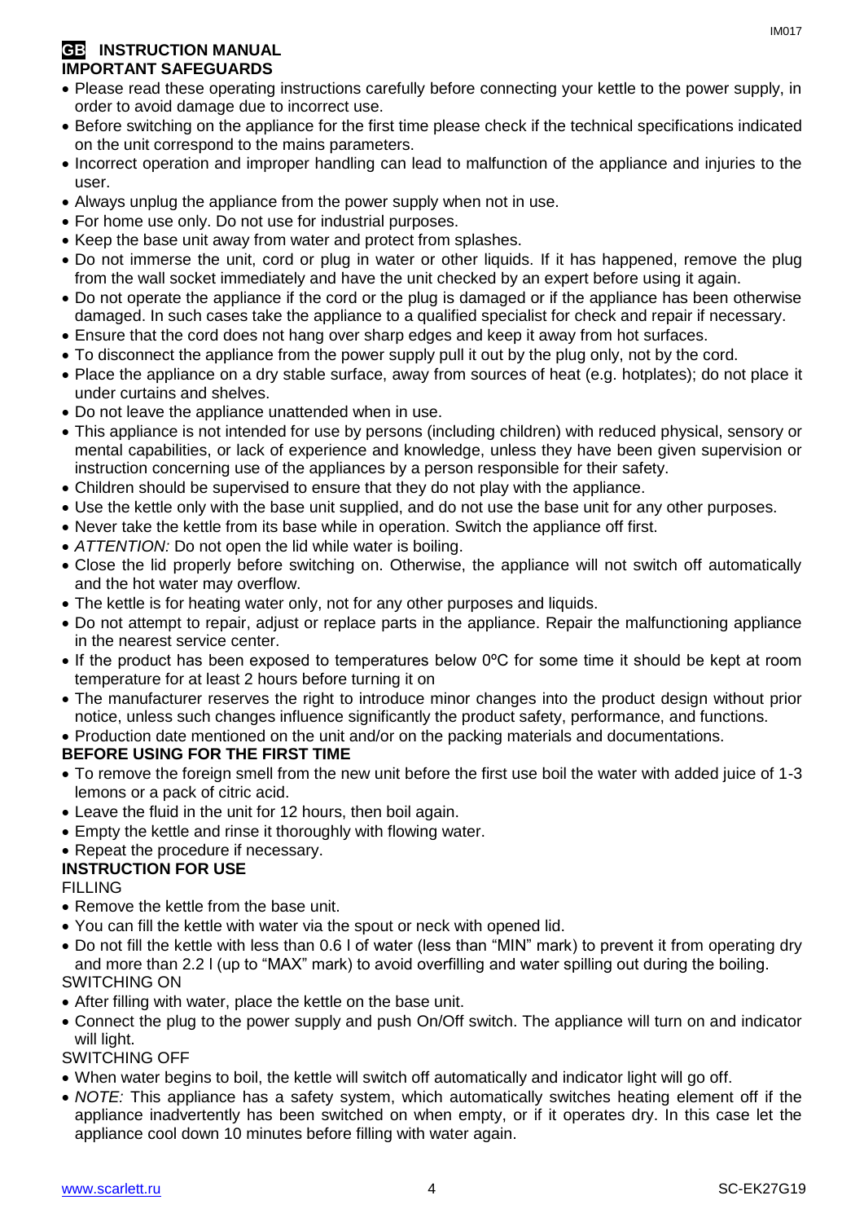## GB INSTRUCTION MANUAL

### IMPORTANT SAFEGUARDS

- Please read these operating instructions carefully before connecting your kettle to the power supply, in order to avoid damage due to incorrect use.
- Before switching on the appliance for the first time please check if the technical specifications indicated on the unit correspond to the mains parameters.
- Incorrect operation and improper handling can lead to malfunction of the appliance and injuries to the user.
- Always unplug the appliance from the power supply when not in use.
- For home use only. Do not use for industrial purposes.
- Keep the base unit away from water and protect from splashes.
- Do not immerse the unit, cord or plug in water or other liquids. If it has happened, remove the plug from the wall socket immediately and have the unit checked by an expert before using it again.
- Do not operate the appliance if the cord or the plug is damaged or if the appliance has been otherwise damaged. In such cases take the appliance to a qualified specialist for check and repair if necessary.
- Ensure that the cord does not hang over sharp edges and keep it away from hot surfaces.
- To disconnect the appliance from the power supply pull it out by the plug only, not by the cord.
- Place the appliance on a dry stable surface, away from sources of heat (e.g. hotplates); do not place it under curtains and shelves.
- Do not leave the appliance unattended when in use.
- This appliance is not intended for use by persons (including children) with reduced physical, sensory or mental capabilities, or lack of experience and knowledge, unless they have been given supervision or instruction concerning use of the appliances by a person responsible for their safety.
- Children should be supervised to ensure that they do not play with the appliance.
- Use the kettle only with the base unit supplied, and do not use the base unit for any other purposes.
- Never take the kettle from its base while in operation. Switch the appliance off first.
- *ATTENTION:* Do not open the lid while water is boiling.
- Close the lid properly before switching on. Otherwise, the appliance will not switch off automatically and the hot water may overflow.
- The kettle is for heating water only, not for any other purposes and liquids.
- Do not attempt to repair, adjust or replace parts in the appliance. Repair the malfunctioning appliance in the nearest service center.
- If the product has been exposed to temperatures below 0ºC for some time it should be kept at room temperature for at least 2 hours before turning it on
- The manufacturer reserves the right to introduce minor changes into the product design without prior notice, unless such changes influence significantly the product safety, performance, and functions.
- Production date mentioned on the unit and/or on the packing materials and documentations.

### BEFORE USING FOR THE FIRST TIME

- To remove the foreign smell from the new unit before the first use boil the water with added juice of 1-3 lemons or a pack of citric acid.
- Leave the fluid in the unit for 12 hours, then boil again.
- Empty the kettle and rinse it thoroughly with flowing water.
- Repeat the procedure if necessary.

### INSTRUCTION FOR USE

FILLING

- Remove the kettle from the base unit.
- You can fill the kettle with water via the spout or neck with opened lid.
- Do not fill the kettle with less than 0.6 l of water (less than "MIN" mark) to prevent it from operating dry and more than 2.2 l (up to "MAX" mark) to avoid overfilling and water spilling out during the boiling.

SWITCHING ON

- After filling with water, place the kettle on the base unit.
- Connect the plug to the power supply and push On/Off switch. The appliance will turn on and indicator will light.

SWITCHING OFF

- When water begins to boil, the kettle will switch off automatically and indicator light will go off.
- *NOTE:* This appliance has a safety system, which automatically switches heating element off if the appliance inadvertently has been switched on when empty, or if it operates dry. In this case let the appliance cool down 10 minutes before filling with water again.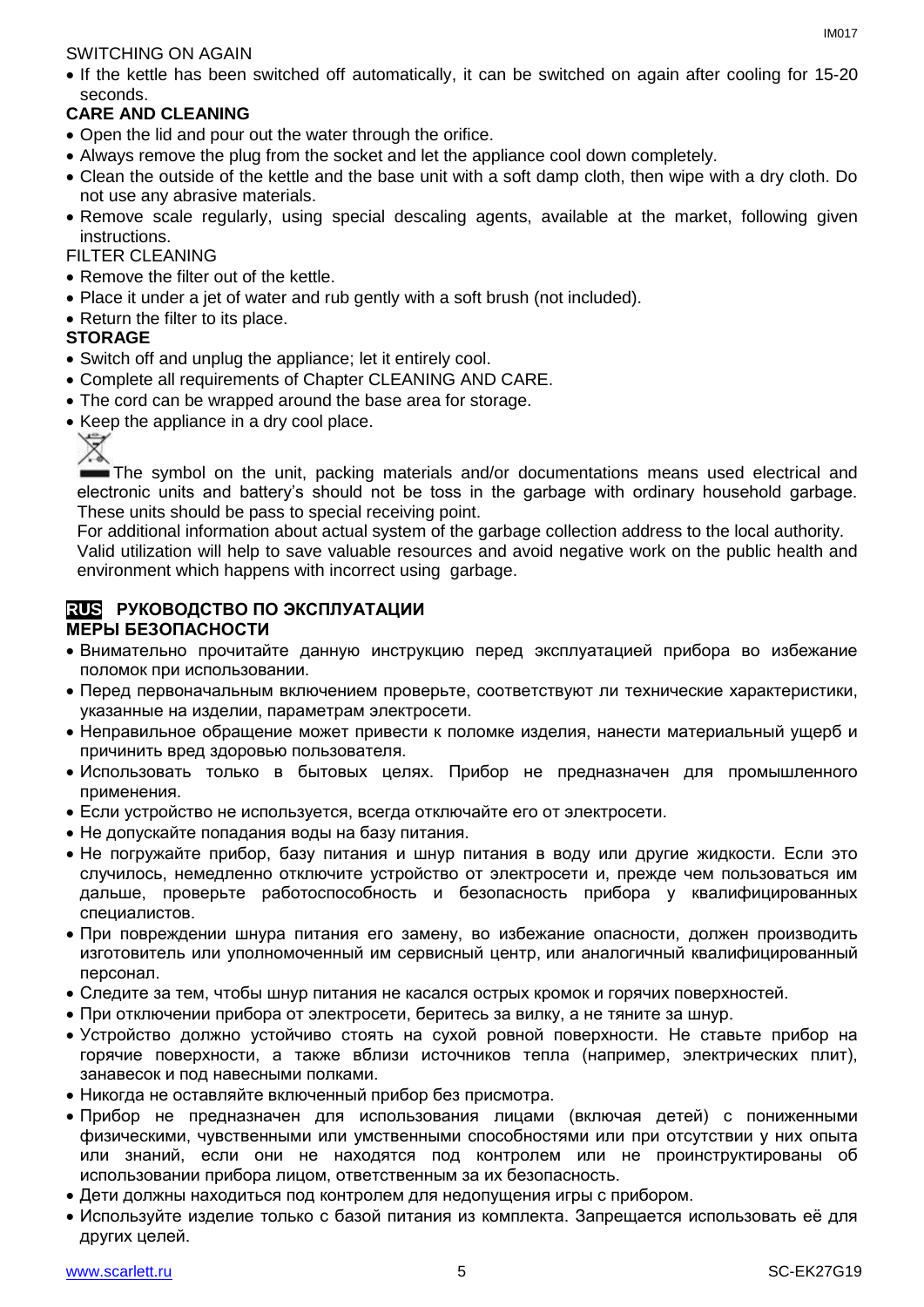SWITCHING ON AGAIN

- If the kettle has been switched off automatically, it can be switched on again after cooling for 15-20 seconds.

**CARE AND CLEANING**

- Open the lid and pour out the water through the orifice.
- Always remove the plug from the socket and let the appliance cool down completely.
- Clean the outside of the kettle and the base unit with a soft damp cloth, then wipe with a dry cloth. Do not use any abrasive materials.
- Remove scale regularly, using special descaling agents, available at the market, following given instructions.

FILTER CLEANING

- Remove the filter out of the kettle.
- Place it under a jet of water and rub gently with a soft brush (not included).
- Return the filter to its place.

**STORAGE**

- Switch off and unplug the appliance; let it entirely cool.
- Complete all requirements of Chapter CLEANING AND CARE.
- The cord can be wrapped around the base area for storage.
- Keep the appliance in a dry cool place.

The symbol on the unit, packing materials and/or documentations means used electrical and electronic units and battery's should not be toss in the garbage with ordinary household garbage. These units should be pass to special receiving point.

For additional information about actual system of the garbage collection address to the local authority.

Valid utilization will help to save valuable resources and avoid negative work on the public health and environment which happens with incorrect using garbage.

## RUS РУКОВОДСТВО ПО ЭКСПЛУАТАЦИИ

**МЕРЫ БЕЗОПАСНОСТИ**

- Внимательно прочитайте данную инструкцию перед эксплуатацией прибора во избежание поломок при использовании.
- Перед первоначальным включением проверьте, соответствуют ли технические характеристики, указанные на изделии, параметрам электросети.
- Неправильное обращение может привести к поломке изделия, нанести материальный ущерб и причинить вред здоровью пользователя.
- Использовать только в бытовых целях. Прибор не предназначен для промышленного применения.
- Если устройство не используется, всегда отключайте его от электросети.
- Не допускайте попадания воды на базу питания.
- Не погружайте прибор, базу питания и шнур питания в воду или другие жидкости. Если это случилось, немедленно отключите устройство от электросети и, прежде чем пользоваться им дальше, проверьте работоспособность и безопасность прибора у квалифицированных специалистов.
- При повреждении шнура питания его замену, во избежание опасности, должен производить изготовитель или уполномоченный им сервисный центр, или аналогичный квалифицированный персонал.
- Следите за тем, чтобы шнур питания не касался острых кромок и горячих поверхностей.
- При отключении прибора от электросети, беритесь за вилку, а не тяните за шнур.
- Устройство должно устойчиво стоять на сухой ровной поверхности. Не ставьте прибор на горячие поверхности, а также вблизи источников тепла (например, электрических плит), занавесок и под навесными полками.
- Никогда не оставляйте включенный прибор без присмотра.
- Прибор не предназначен для использования лицами (включая детей) с пониженными физическими, чувственными или умственными способностями или при отсутствии у них опыта или знаний, если они не находятся под контролем или не проинструктированы об использовании прибора лицом, ответственным за их безопасность.
- Дети должны находиться под контролем для недопущения игры с прибором.
- Используйте изделие только с базой питания из комплекта. Запрещается использовать её для других целей.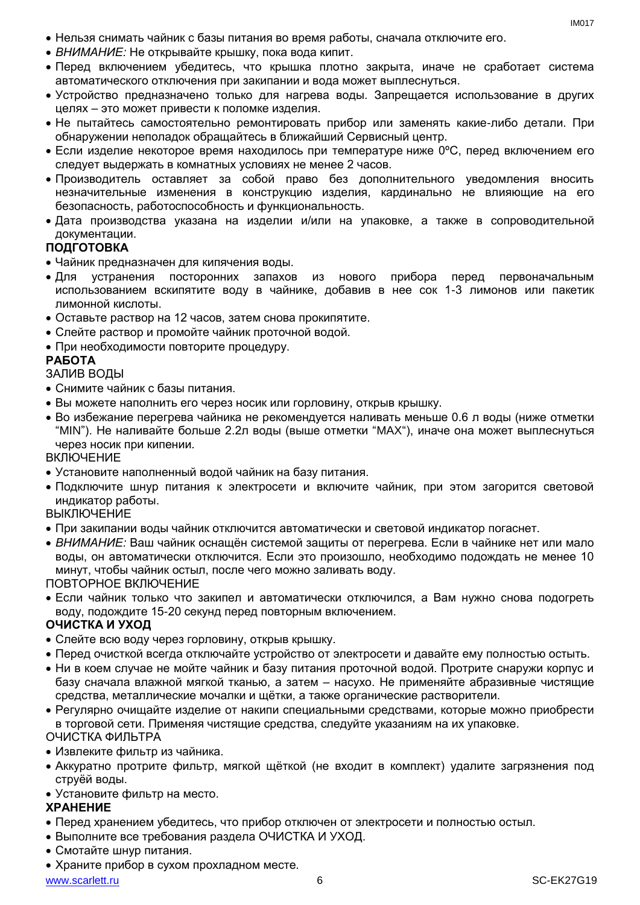- Нельзя снимать чайник с базы питания во время работы, сначала отключите его.
- *ВНИМАНИЕ:* Не открывайте крышку, пока вода кипит.
- Перед включением убедитесь, что крышка плотно закрыта, иначе не сработает система автоматического отключения при закипании и вода может выплеснуться.
- Устройство предназначено только для нагрева воды. Запрещается использование в других целях – это может привести к поломке изделия.
- Не пытайтесь самостоятельно ремонтировать прибор или заменять какие-либо детали. При обнаружении неполадок обращайтесь в ближайший Сервисный центр.
- Если изделие некоторое время находилось при температуре ниже 0ºC, перед включением его следует выдержать в комнатных условиях не менее 2 часов.
- Производитель оставляет за собой право без дополнительного уведомления вносить незначительные изменения в конструкцию изделия, кардинально не влияющие на его безопасность, работоспособность и функциональность.
- Дата производства указана на изделии и/или на упаковке, а также в сопроводительной документации.

**ПОДГОТОВКА**

- Чайник предназначен для кипячения воды.
- Для устранения посторонних запахов из нового прибора перед первоначальным использованием вскипятите воду в чайнике, добавив в нее сок 1-3 лимонов или пакетик лимонной кислоты.
- Оставьте раствор на 12 часов, затем снова прокипятите.
- Слейте раствор и промойте чайник проточной водой.
- При необходимости повторите процедуру.

**РАБОТА**

ЗАЛИВ ВОДЫ

- Снимите чайник с базы питания.
- Вы можете наполнить его через носик или горловину, открыв крышку.
- Во избежание перегрева чайника не рекомендуется наливать меньше 0.6 л воды (ниже отметки "MIN"). Не наливайте больше 2.2л воды (выше отметки "MAX"), иначе она может выплеснуться через носик при кипении.

ВКЛЮЧЕНИЕ

- Установите наполненный водой чайник на базу питания.
- Подключите шнур питания к электросети и включите чайник, при этом загорится световой индикатор работы.

ВЫКЛЮЧЕНИЕ

- При закипании воды чайник отключится автоматически и световой индикатор погаснет.
- *ВНИМАНИЕ:* Ваш чайник оснащён системой защиты от перегрева. Если в чайнике нет или мало воды, он автоматически отключится. Если это произошло, необходимо подождать не менее 10 минут, чтобы чайник остыл, после чего можно заливать воду.

ПОВТОРНОЕ ВКЛЮЧЕНИЕ

- Если чайник только что закипел и автоматически отключился, а Вам нужно снова подогреть воду, подождите 15-20 секунд перед повторным включением.

**ОЧИСТКА И УХОД**

- Слейте всю воду через горловину, открыв крышку.
- Перед очисткой всегда отключайте устройство от электросети и давайте ему полностью остыть.
- Ни в коем случае не мойте чайник и базу питания проточной водой. Протрите снаружи корпус и базу сначала влажной мягкой тканью, а затем – насухо. Не применяйте абразивные чистящие средства, металлические мочалки и щётки, а также органические растворители.
- Регулярно очищайте изделие от накипи специальными средствами, которые можно приобрести в торговой сети. Применяя чистящие средства, следуйте указаниям на их упаковке.

ОЧИСТКА ФИЛЬТРА

- Извлеките фильтр из чайника.
- Аккуратно протрите фильтр, мягкой щёткой (не входит в комплект) удалите загрязнения под струёй воды.
- Установите фильтр на место.

**ХРАНЕНИЕ**

- Перед хранением убедитесь, что прибор отключен от электросети и полностью остыл.
- Выполните все требования раздела ОЧИСТКА И УХОД.
- Смотайте шнур питания.
- Храните прибор в сухом прохладном месте.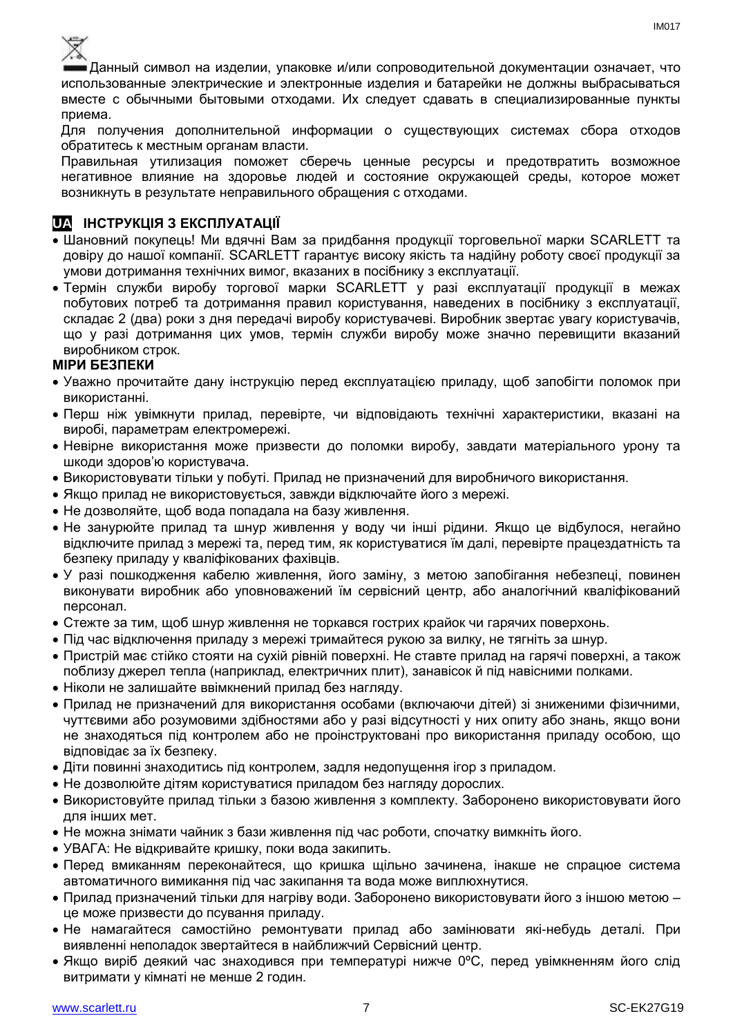Данный символ на изделии, упаковке и/или сопроводительной документации означает, что использованные электрические и электронные изделия и батарейки не должны выбрасываться вместе с обычными бытовыми отходами. Их следует сдавать в специализированные пункты приема.

Для получения дополнительной информации о существующих системах сбора отходов обратитесь к местным органам власти.

Правильная утилизация поможет сберечь ценные ресурсы и предотвратить возможное негативное влияние на здоровье людей и состояние окружающей среды, которое может возникнуть в результате неправильного обращения с отходами.

## UA ІНСТРУКЦІЯ З ЕКСПЛУАТАЦІЇ

- Шановний покупець! Ми вдячні Вам за придбання продукції торговельної марки SCARLETT та довіру до нашої компанії. SCARLETT гарантує високу якість та надійну роботу своєї продукції за умови дотримання технічних вимог, вказаних в посібнику з експлуатації.
- Термін служби виробу торгової марки SCARLETT у разі експлуатації продукції в межах побутових потреб та дотримання правил користування, наведених в посібнику з експлуатації, складає 2 (два) роки з дня передачі виробу користувачеві. Виробник звертає увагу користувачів, що у разі дотримання цих умов, термін служби виробу може значно перевищити вказаний виробником строк.

**МІРИ БЕЗПЕКИ**

- Уважно прочитайте дану інструкцію перед експлуатацією приладу, щоб запобігти поломок при використанні.
- Перш ніж увімкнути прилад, перевірте, чи відповідають технічні характеристики, вказані на виробі, параметрам електромережі.
- Невірне використання може призвести до поломки виробу, завдати матеріального урону та шкоди здоров'ю користувача.
- Використовувати тільки у побуті. Прилад не призначений для виробничого використання.
- Якщо прилад не використовується, завжди відключайте його з мережі.
- Не дозволяйте, щоб вода попадала на базу живлення.
- Не занурюйте прилад та шнур живлення у воду чи інші рідини. Якщо це відбулося, негайно відключите прилад з мережі та, перед тим, як користуватися їм далі, перевірте працездатність та безпеку приладу у кваліфікованих фахівців.
- У разі пошкодження кабелю живлення, його заміну, з метою запобігання небезпеці, повинен виконувати виробник або уповноважений їм сервісний центр, або аналогічний кваліфікований персонал.
- Стежте за тим, щоб шнур живлення не торкався гострих крайок чи гарячих поверхонь.
- Під час відключення приладу з мережі тримайтеся рукою за вилку, не тягніть за шнур.
- Пристрій має стійко стояти на сухій рівній поверхні. Не ставте прилад на гарячі поверхні, а також поблизу джерел тепла (наприклад, електричних плит), занавісок й під навісними полками.
- Ніколи не залишайте ввімкнений прилад без нагляду.
- Прилад не призначений для використання особами (включаючи дітей) зі зниженими фізичними, чуттєвими або розумовими здібностями або у разі відсутності у них опиту або знань, якщо вони не знаходяться під контролем або не проінструктовані про використання приладу особою, що відповідає за їх безпеку.
- Діти повинні знаходитись під контролем, задля недопущення ігор з приладом.
- Не дозволюйте дітям користуватися приладом без нагляду дорослих.
- Використовуйте прилад тільки з базою живлення з комплекту. Заборонено використовувати його для інших мет.
- Не можна знімати чайник з бази живлення під час роботи, спочатку вимкніть його.
- УВАГА: Не відкривайте кришку, поки вода закипить.
- Перед вмиканням переконайтеся, що кришка щільно зачинена, інакше не спрацює система автоматичного вимикання під час закипання та вода може виплюхнутися.
- Прилад призначений тільки для нагріву води. Заборонено використовувати його з іншою метою – це може призвести до псування приладу.
- Не намагайтеся самостійно ремонтувати прилад або замінювати які-небудь деталі. При виявленні неполадок звертайтеся в найближчий Сервісний центр.
- Якщо виріб деякий час знаходився при температурі нижче 0ºC, перед увімкненням його слід витримати у кімнаті не менше 2 годин.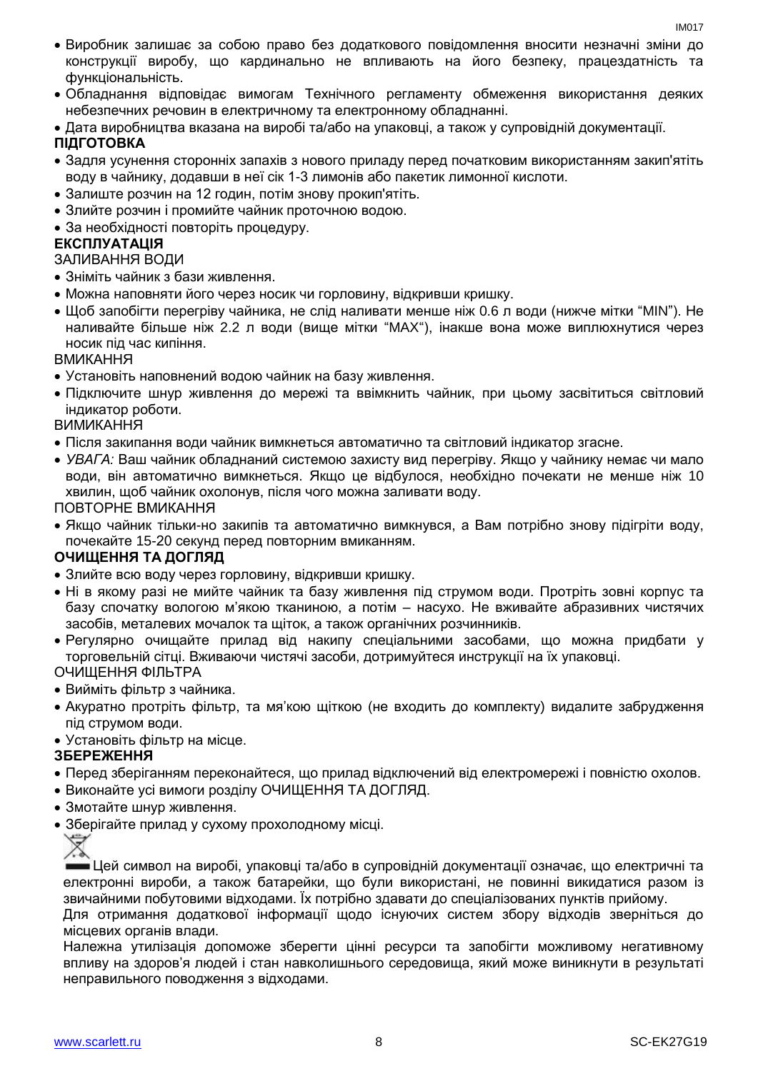- Виробник залишає за собою право без додаткового повідомлення вносити незначні зміни до конструкції виробу, що кардинально не впливають на його безпеку, працездатність та функціональність.
- Обладнання відповідає вимогам Технічного регламенту обмеження використання деяких небезпечних речовин в електричному та електронному обладнанні.
- Дата виробництва вказана на виробі та/або на упаковці, а також у супровідній документації.

**ПІДГОТОВКА**

- Задля усунення сторонніх запахів з нового приладу перед початковим використанням закип'ятіть воду в чайнику, додавши в неї сік 1-3 лимонів або пакетик лимонної кислоти.
- Залиште розчин на 12 годин, потім знову прокип'ятіть.
- Злийте розчин і промийте чайник проточною водою.
- За необхідності повторіть процедуру.

**ЕКСПЛУАТАЦІЯ**

ЗАЛИВАННЯ ВОДИ

- Зніміть чайник з бази живлення.
- Можна наповняти його через носик чи горловину, відкривши кришку.
- Щоб запобігти перегріву чайника, не слід наливати менше ніж 0.6 л води (нижче мітки "MIN"). Не наливайте більше ніж 2.2 л води (вище мітки "MAX"), інакше вона може виплюхнутися через носик під час кипіння.

ВМИКАННЯ

- Установіть наповнений водою чайник на базу живлення.
- Підключите шнур живлення до мережі та ввімкнить чайник, при цьому засвітиться світловий індикатор роботи.

ВИМИКАННЯ

- Після закипання води чайник вимкнеться автоматично та світловий індикатор згасне.
- *УВАГА:* Ваш чайник обладнаний системою захисту вид перегріву. Якщо у чайнику немає чи мало води, він автоматично вимкнеться. Якщо це відбулося, необхідно почекати не менше ніж 10 хвилин, щоб чайник охолонув, після чого можна заливати воду.

ПОВТОРНЕ ВМИКАННЯ

- Якщо чайник тільки-но закипів та автоматично вимкнувся, а Вам потрібно знову підігріти воду, почекайте 15-20 секунд перед повторним вмиканням.

**ОЧИЩЕННЯ ТА ДОГЛЯД**

- Злийте всю воду через горловину, відкривши кришку.
- Ні в якому разі не мийте чайник та базу живлення під струмом води. Протріть зовні корпус та базу спочатку вологою м'якою тканиною, а потім – насухо. Не вживайте абразивних чистячих засобів, металевих мочалок та щіток, а також органічних розчинників.
- Регулярно очищайте прилад від накипу спеціальними засобами, що можна придбати у торговельній сітці. Вживаючи чистячі засоби, дотримуйтеся инструкції на їх упаковці.

ОЧИЩЕННЯ ФІЛЬТРА

- Вийміть фільтр з чайника.
- Акуратно протріть фільтр, та мя'кою щіткою (не входить до комплекту) видалите забрудження під струмом води.
- Установіть фільтр на місце.

**ЗБЕРЕЖЕННЯ**

- Перед зберіганням переконайтеся, що прилад відключений від електромережі і повністю охолов.
- Виконайте усі вимоги розділу ОЧИЩЕННЯ ТА ДОГЛЯД.
- Змотайте шнур живлення.
- Зберігайте прилад у сухому прохолодному місці.

Цей символ на виробі, упаковці та/або в супровідній документації означає, що електричні та електронні вироби, а також батарейки, що були використані, не повинні викидатися разом із звичайними побутовими відходами. Їх потрібно здавати до спеціалізованих пунктів прийому.

Для отримання додаткової інформації щодо існуючих систем збору відходів зверніться до місцевих органів влади.

Належна утилізація допоможе зберегти цінні ресурси та запобігти можливому негативному впливу на здоров'я людей і стан навколишнього середовища, який може виникнути в результаті неправильного поводження з відходами.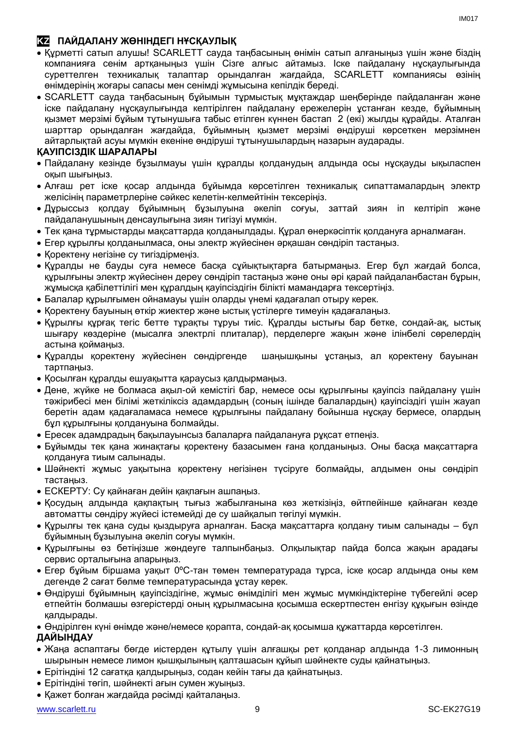## KZ ПАЙДАЛАНУ ЖӨНІНДЕГІ НҰСҚАУЛЫҚ

- Құрметті сатып алушы! SCARLETT сауда таңбасының өнімін сатып алғаныңыз үшін және біздің компанияға сенім артқаныңыз үшін Сізге алғыс айтамыз. Іске пайдалану нұсқаулығында суреттелген техникалық талаптар орындалған жағдайда, SCARLETT компаниясы өзінің өнімдерінің жоғары сапасы мен сенімді жұмысына кепілдік береді.
- SCARLETT сауда таңбасының бұйымын тұрмыстық мұқтаждар шеңберінде пайдаланған және іске пайдалану нұсқаулығында келтірілген пайдалану ережелерін ұстанған кезде, бұйымның қызмет мерзімі бұйым тұтынушыға табыс етілген күннен бастап 2 (екі) жылды құрайды. Аталған шарттар орындалған жағдайда, бұйымның қызмет мерзімі өндіруші көрсеткен мерзімнен айтарлықтай асуы мүмкін екеніне өндіруші тұтынушылардың назарын аударады.

### ҚАУІПСІЗДІК ШАРАЛАРЫ

- Пайдалану кезінде бұзылмауы үшін құралды қолданудың алдында осы нұсқауды ықыласпен оқып шығыңыз.
- Алғаш рет іске қосар алдында бұйымда көрсетілген техникалық сипаттамалардың электр желісінің параметрлеріне сәйкес келетін-келмейтінін тексеріңіз.
- Дұрыссыз қолдау бұйымның бұзылуына әкеліп соғуы, заттай зиян іп келтіріп және пайдаланушының денсаулығына зиян тигізуі мүмкін.
- Тек қана тұрмыстарды мақсаттарда қолданылдады. Құрал өнеркәсіптік қолдануға арналмаған.
- Егер құрылғы қолданылмаса, оны электр жүйесінен әрқашан сөндіріп тастаңыз.
- Қоректену негізіне су тигіздірмеңіз.
- Құралды не бауды суға немесе басқа сұйықтықтарға батырмаңыз. Егер бұл жағдай болса, құрылғыны электр жүйесінен дереу сөндіріп тастаңыз және оны әрі қарай пайдаланбастан бұрын, жұмысқа қабілеттілігі мен құралдың қауіпсіздігін білікті мамандарға тексертіңіз.
- Балалар құрылғымен ойнамауы үшін оларды үнемі қадағалап отыру керек.
- Қоректену бауының өткір жиектер және ыстық үстілерге тимеуін қадағалаңыз.
- Құрылғы құрғақ тегіс бетте тұрақты тұруы тиіс. Құралды ыстығы бар бетке, сондай-ақ, ыстық шығару көздеріне (мысалға электрлі плиталар), перделерге жақын және ілінбелі сөрелердің астына қоймаңыз.
- Құралды қоректену жүйесінен сөндіргенде шаңышқыны ұстаңыз, ал қоректену бауынан тартпаңыз.
- Қосылған құралды ешуақытта қараусыз қалдырмаңыз.
- Дене, жүйке не болмаса ақыл-ой кемістігі бар, немесе осы құрылғыны қауіпсіз пайдалану үшін тәжірибесі мен білімі жеткіліксіз адамдардың (соның ішінде балалардың) қауіпсіздігі үшін жауап беретін адам қадағаламаса немесе құрылғыны пайдалану бойынша нұсқау бермесе, олардың бұл құрылғыны қолдануына болмайды.
- Ересек адамдрадың бақылауынсыз балаларға пайдалануға рұқсат етпеңіз.
- Бұйымды тек қана жинақтағы қоректену базасымен ғана қолданыңыз. Оны басқа мақсаттарға қолдануға тиым салынады.
- Шәйнекті жұмыс уақытына қоректену негізінен түсіруге болмайды, алдымен оны сөндіріп тастаңыз.
- ЕСКЕРТУ: Су қайнаған дейін қақпағын ашпаңыз.
- Қосудың алдында қақпақтың тығыз жабылғанына көз жеткізіңіз, өйтпейінше қайнаған кезде автоматты сөндіру жүйесі істемейді де су шайқалып төгілуі мүмкін.
- Құрылғы тек қана суды қыздыруға арналған. Басқа мақсаттарға қолдану тиым салынады – бұл бұйымның бұзылуына әкеліп соғуы мүмкін.
- Құрылғыны өз бетіңізше жөндеуге талпынбаңыз. Олқылықтар пайда болса жақын арадағы сервис орталығына апарыңыз.
- Егер бұйым біршама уақыт 0ºC-тан төмен температурада тұрса, іске қосар алдында оны кем дегенде 2 сағат бөлме температурасында ұстау керек.
- Өндіруші бұйымның қауіпсіздігіне, жұмыс өнімділігі мен жұмыс мүмкіндіктеріне түбегейлі әсер етпейтін болмашы өзгерістерді оның құрылмасына қосымша ескертпестен енгізу құқығын өзінде қалдырады.
- Өндірілген күні өнімде және/немесе қорапта, сондай-ақ қосымша құжаттарда көрсетілген.

### ДАЙЫНДАУ

- Жаңа аспаптағы бөгде иістерден құтылу үшін алғашқы рет қолданар алдында 1-3 лимонның шырынын немесе лимон қышқылының қалташасын құйып шәйнекте суды қайнатыңыз.
- Ерітіндіні 12 сағатқа қалдырыңыз, содан кейін тағы да қайнатыңыз.
- Ерітіндіні төгіп, шәйнекті ағын сумен жуыңыз.
- Қажет болған жағдайда рәсімді қайталаңыз.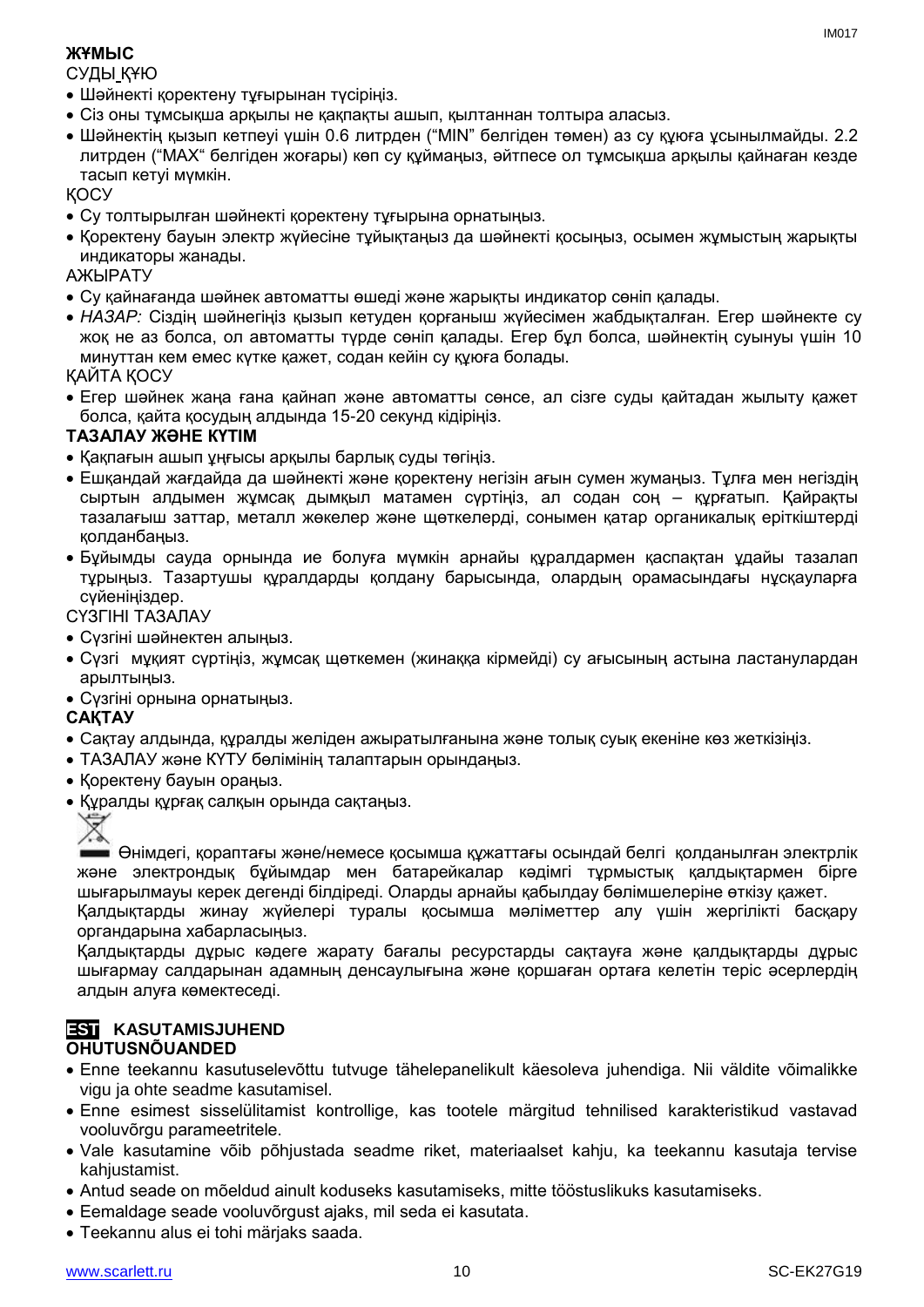**ЖҰМЫС**

СУДЫ ҚҰЮ

- Шәйнекті қоректену тұғырынан түсіріңіз.
- Сіз оны тұмсықша арқылы не қақпақты ашып, қылтаннан толтыра аласыз.
- Шәйнектің қызып кетпеуі үшін 0.6 литрден ("MIN" белгіден төмен) аз су құюға ұсынылмайды. 2.2 литрден ("MAX" белгіден жоғары) көп су құймаңыз, әйтпесе ол тұмсықша арқылы қайнаған кезде тасып кетуі мүмкін.

ҚОСУ

- Су толтырылған шәйнекті қоректену тұғырына орнатыңыз.
- Қоректену бауын электр жүйесіне тұйықтаңыз да шәйнекті қосыңыз, осымен жұмыстың жарықты индикаторы жанады.

АЖЫРАТУ

- Су қайнағанда шәйнек автоматты өшеді және жарықты индикатор сөніп қалады.
- *НАЗАР:* Сіздің шәйнегіңіз қызып кетуден қорғаныш жүйесімен жабдықталған. Егер шәйнекте су жоқ не аз болса, ол автоматты түрде сөніп қалады. Егер бұл болса, шәйнектің суынуы үшін 10 минуттан кем емес күтке қажет, содан кейін су құюға болады.

ҚАЙТА ҚОСУ

- Егер шәйнек жаңа ғана қайнап және автоматты сөнсе, ал сізге суды қайтадан жылыту қажет болса, қайта қосудың алдында 15-20 секунд кідіріңіз.

**ТАЗАЛАУ ЖӘНЕ КҮТІМ**

- Қақпағын ашып ұңғысы арқылы барлық суды төгіңіз.
- Ешқандай жағдайда да шәйнекті және қоректену негізін ағын сумен жумаңыз. Тұлға мен негіздің сыртын алдымен жұмсақ дымқыл матамен сүртіңіз, ал содан соң – құрғатып. Қайрақты тазалағыш заттар, металл жөкелер және щөткелерді, сонымен қатар органикалық еріткіштерді қолданбаңыз.
- Бұйымды сауда орнында ие болуға мүмкін арнайы құралдармен қаспақтан ұдайы тазалап тұрыңыз. Тазартушы құралдарды қолдану барысында, олардың орамасындағы нұсқауларға сүйеніңіздер.

СҮЗГІНІ ТАЗАЛАУ

- Сүзгіні шәйнектен алыңыз.
- Сүзгі мұқият сүртіңіз, жұмсақ щөткемен (жинаққа кірмейді) су ағысының астына ластанулардан арылтыңыз.
- Сүзгіні орнына орнатыңыз.

**САҚТАУ**

- Сақтау алдында, құралды желіден ажыратылғанына және толық суық екеніне көз жеткізіңіз.
- ТАЗАЛАУ және КҮТУ бөлімінің талаптарын орындаңыз.
- Қоректену бауын ораңыз.
- Құралды құрғақ салқын орында сақтаңыз.

Өнімдегі, қораптағы және/немесе қосымша құжаттағы осындай белгі қолданылған электрлік және электрондық бұйымдар мен батарейкалар кәдімгі тұрмыстық қалдықтармен бірге шығарылмауы керек дегенді білдіреді. Оларды арнайы қабылдау бөлімшелеріне өткізу қажет.

Қалдықтарды жинау жүйелері туралы қосымша мәліметтер алу үшін жергілікті басқару органдарына хабарласыңыз.

Қалдықтарды дұрыс кәдеге жарату бағалы ресурстарды сақтауға және қалдықтарды дұрыс шығармау салдарынан адамның денсаулығына және қоршаған ортаға келетін теріс әсерлердің алдын алуға көмектеседі.

## EST KASUTAMISJUHEND

**OHUTUSNÕUANDED**

- Enne teekannu kasutuselevõttu tutvuge tähelepanelikult käesoleva juhendiga. Nii väldite võimalikke vigu ja ohte seadme kasutamisel.
- Enne esimest sisselülitamist kontrollige, kas tootele märgitud tehnilised karakteristikud vastavad vooluvõrgu parameetritele.
- Vale kasutamine võib põhjustada seadme riket, materiaalset kahju, ka teekannu kasutaja tervise kahjustamist.
- Antud seade on mõeldud ainult koduseks kasutamiseks, mitte tööstuslikuks kasutamiseks.
- Eemaldage seade vooluvõrgust ajaks, mil seda ei kasutata.
- Teekannu alus ei tohi märjaks saada.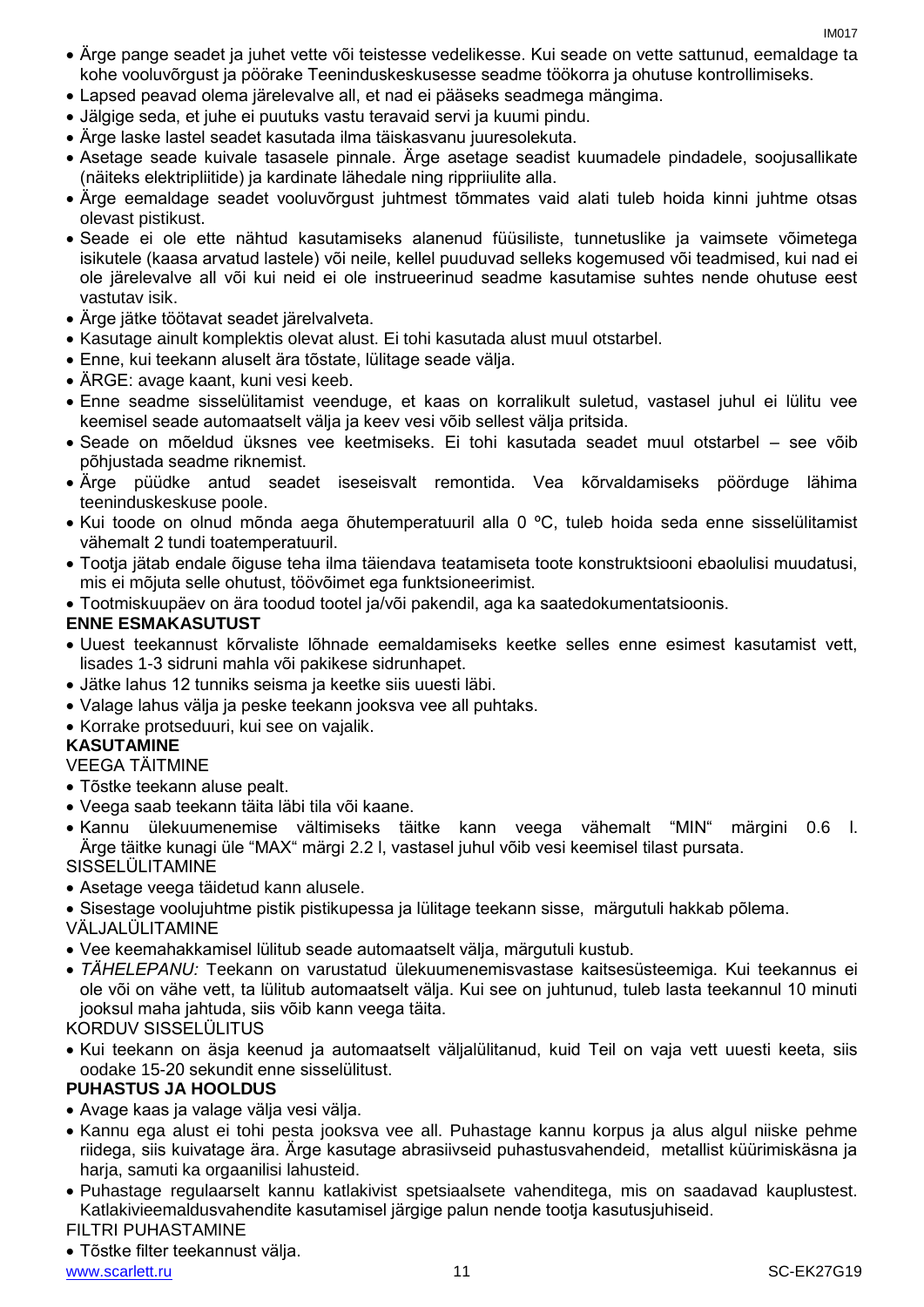- Ärge pange seadet ja juhet vette või teistesse vedelikesse. Kui seade on vette sattunud, eemaldage ta kohe vooluvõrgust ja pöörake Teeninduskeskusesse seadme töökorra ja ohutuse kontrollimiseks.
- Lapsed peavad olema järelevalve all, et nad ei pääseks seadmega mängima.
- Jälgige seda, et juhe ei puutuks vastu teravaid servi ja kuumi pindu.
- Ärge laske lastel seadet kasutada ilma täiskasvanu juuresolekuta.
- Asetage seade kuivale tasasele pinnale. Ärge asetage seadist kuumadele pindadele, soojusallikate (näiteks elektripliitide) ja kardinate lähedale ning rippriiulite alla.
- Ärge eemaldage seadet vooluvõrgust juhtmest tõmmates vaid alati tuleb hoida kinni juhtme otsas olevast pistikust.
- Seade ei ole ette nähtud kasutamiseks alanenud füüsiliste, tunnetuslike ja vaimsete võimetega isikutele (kaasa arvatud lastele) või neile, kellel puuduvad selleks kogemused või teadmised, kui nad ei ole järelevalve all või kui neid ei ole instrueerinud seadme kasutamise suhtes nende ohutuse eest vastutav isik.
- Ärge jätke töötavat seadet järelvalveta.
- Kasutage ainult komplektis olevat alust. Ei tohi kasutada alust muul otstarbel.
- Enne, kui teekann aluselt ära tõstate, lülitage seade välja.
- ÄRGE: avage kaant, kuni vesi keeb.
- Enne seadme sisselülitamist veenduge, et kaas on korralikult suletud, vastasel juhul ei lülitu vee keemisel seade automaatselt välja ja keev vesi võib sellest välja pritsida.
- Seade on mõeldud üksnes vee keetmiseks. Ei tohi kasutada seadet muul otstarbel – see võib põhjustada seadme riknemist.
- Ärge püüdke antud seadet iseseisvalt remontida. Vea kõrvaldamiseks pöörduge lähima teeninduskeskuse poole.
- Kui toode on olnud mõnda aega õhutemperatuuril alla 0 ºC, tuleb hoida seda enne sisselülitamist vähemalt 2 tundi toatemperatuuril.
- Tootja jätab endale õiguse teha ilma täiendava teatamiseta toote konstruktsiooni ebaolulisi muudatusi, mis ei mõjuta selle ohutust, töövõimet ega funktsioneerimist.
- Tootmiskuupäev on ära toodud tootel ja/või pakendil, aga ka saatedokumentatsioonis.

**ENNE ESMAKASUTUST**

- Uuest teekannust kõrvaliste lõhnade eemaldamiseks keetke selles enne esimest kasutamist vett, lisades 1-3 sidruni mahla või pakikese sidrunhapet.
- Jätke lahus 12 tunniks seisma ja keetke siis uuesti läbi.
- Valage lahus välja ja peske teekann jooksva vee all puhtaks.
- Korrake protseduuri, kui see on vajalik.

**KASUTAMINE**

VEEGA TÄITMINE

- Tõstke teekann aluse pealt.
- Veega saab teekann täita läbi tila või kaane.
- Kannu ülekuumenemise vältimiseks täitke kann veega vähemalt "MIN" märgini 0.6 l. Ärge täitke kunagi üle "MAX" märgi 2.2 l, vastasel juhul võib vesi keemisel tilast pursata.

SISSELÜLITAMINE

- Asetage veega täidetud kann alusele.
- Sisestage voolujuhtme pistik pistikupessa ja lülitage teekann sisse, märgutuli hakkab põlema.

VÄLJALÜLITAMINE

- Vee keemahakkamisel lülitub seade automaatselt välja, märgutuli kustub.
- *TÄHELEPANU:* Teekann on varustatud ülekuumenemisvastase kaitsesüsteemiga. Kui teekannus ei ole või on vähe vett, ta lülitub automaatselt välja. Kui see on juhtunud, tuleb lasta teekannul 10 minuti jooksul maha jahtuda, siis võib kann veega täita.

KORDUV SISSELÜLITUS

- Kui teekann on äsja keenud ja automaatselt väljalülitanud, kuid Teil on vaja vett uuesti keeta, siis oodake 15-20 sekundit enne sisselülitust.

**PUHASTUS JA HOOLDUS**

- Avage kaas ja valage välja vesi välja.
- Kannu ega alust ei tohi pesta jooksva vee all. Puhastage kannu korpus ja alus algul niiske pehme riidega, siis kuivatage ära. Ärge kasutage abrasiivseid puhastusvahendeid, metallist küürimiskäsna ja harja, samuti ka orgaanilisi lahusteid.
- Puhastage regulaarselt kannu katlakivist spetsiaalsete vahenditega, mis on saadavad kauplustest. Katlakivieemaldusvahendite kasutamisel järgige palun nende tootja kasutusjuhiseid.

FILTRI PUHASTAMINE

- Tõstke filter teekannust välja.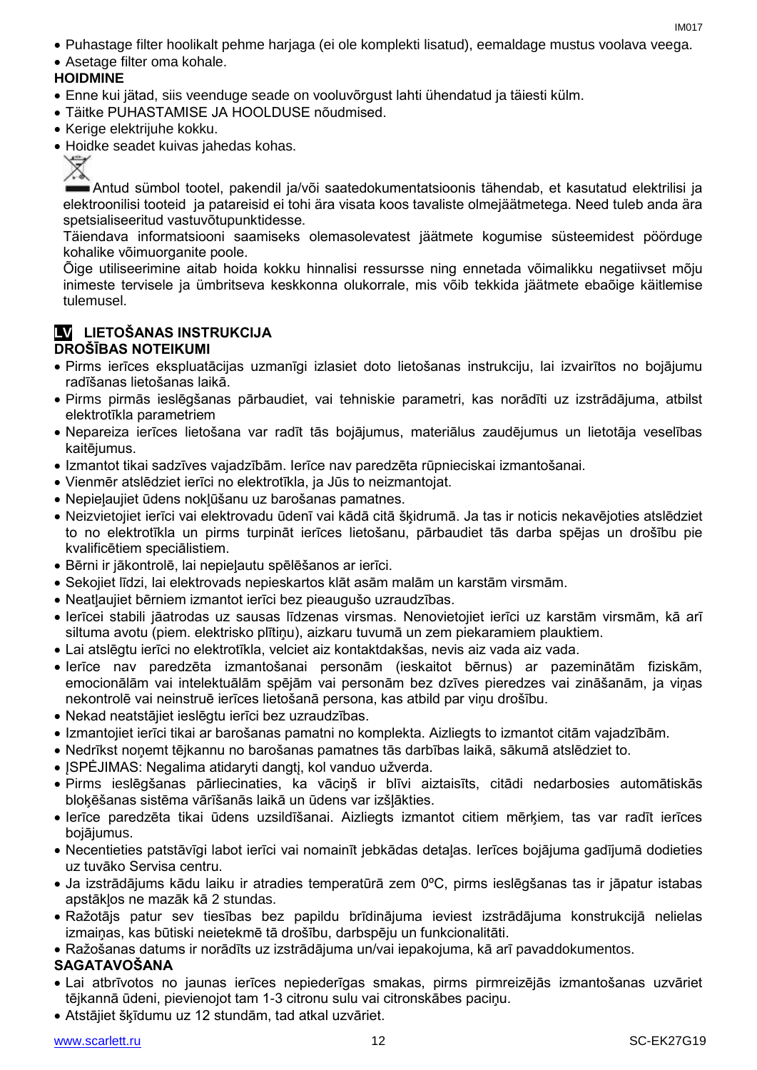- Puhastage filter hoolikalt pehme harjaga (ei ole komplekti lisatud), eemaldage mustus voolava veega.
- Asetage filter oma kohale.

**HOIDMINE**

- Enne kui jätad, siis veenduge seade on vooluvõrgust lahti ühendatud ja täiesti külm.
- Täitke PUHASTAMISE JA HOOLDUSE nõudmised.
- Kerige elektrijuhe kokku.
- Hoidke seadet kuivas jahedas kohas.

Antud sümbol tootel, pakendil ja/või saatedokumentatsioonis tähendab, et kasutatud elektrilisi ja elektroonilisi tooteid ja patareisid ei tohi ära visata koos tavaliste olmejäätmetega. Need tuleb anda ära spetsialiseeritud vastuvõtupunktidesse.

Täiendava informatsiooni saamiseks olemasolevatest jäätmete kogumise süsteemidest pöörduge kohalike võimuorganite poole.

Õige utiliseerimine aitab hoida kokku hinnalisi ressursse ning ennetada võimalikku negatiivset mõju inimeste tervisele ja ümbritseva keskkonna olukorrale, mis võib tekkida jäätmete ebaõige käitlemise tulemusel.

## LV LIETOŠANAS INSTRUKCIJA

**DROŠĪBAS NOTEIKUMI**

- Pirms ierīces ekspluatācijas uzmanīgi izlasiet doto lietošanas instrukciju, lai izvairītos no bojājumu radīšanas lietošanas laikā.
- Pirms pirmās ieslēgšanas pārbaudiet, vai tehniskie parametri, kas norādīti uz izstrādājuma, atbilst elektrotīkla parametriem
- Nepareiza ierīces lietošana var radīt tās bojājumus, materiālus zaudējumus un lietotāja veselības kaitējumus.
- Izmantot tikai sadzīves vajadzībām. Ierīce nav paredzēta rūpnieciskai izmantošanai.
- Vienmēr atslēdziet ierīci no elektrotīkla, ja Jūs to neizmantojat.
- Nepieļaujiet ūdens nokļūšanu uz barošanas pamatnes.
- Neizvietojiet ierīci vai elektrovadu ūdenī vai kādā citā šķidrumā. Ja tas ir noticis nekavējoties atslēdziet to no elektrotīkla un pirms turpināt ierīces lietošanu, pārbaudiet tās darba spējas un drošību pie kvalificētiem speciālistiem.
- Bērni ir jākontrolē, lai nepieļautu spēlēšanos ar ierīci.
- Sekojiet līdzi, lai elektrovads nepieskartos klāt asām malām un karstām virsmām.
- Neatļaujiet bērniem izmantot ierīci bez pieaugušo uzraudzības.
- Ierīcei stabili jāatrodas uz sausas līdzenas virsmas. Nenovietojiet ierīci uz karstām virsmām, kā arī siltuma avotu (piem. elektrisko plītiņu), aizkaru tuvumā un zem piekaramiem plauktiem.
- Lai atslēgtu ierīci no elektrotīkla, velciet aiz kontaktdakšas, nevis aiz vada aiz vada.
- Ierīce nav paredzēta izmantošanai personām (ieskaitot bērnus) ar pazeminātām fiziskām, emocionālām vai intelektuālām spējām vai personām bez dzīves pieredzes vai zināšanām, ja viņas nekontrolē vai neinstruē ierīces lietošanā persona, kas atbild par viņu drošību.
- Nekad neatstājiet ieslēgtu ierīci bez uzraudzības.
- Izmantojiet ierīci tikai ar barošanas pamatni no komplekta. Aizliegts to izmantot citām vajadzībām.
- Nedrīkst noņemt tējkannu no barošanas pamatnes tās darbības laikā, sākumā atslēdziet to.
- ĮSPĖJIMAS: Negalima atidaryti dangtį, kol vanduo užverda.
- Pirms ieslēgšanas pārliecinaties, ka vāciņš ir blīvi aiztaisīts, citādi nedarbosies automātiskās bloķēšanas sistēma vārīšanās laikā un ūdens var izšļākties.
- Ierīce paredzēta tikai ūdens uzsildīšanai. Aizliegts izmantot citiem mērķiem, tas var radīt ierīces bojājumus.
- Necentieties patstāvīgi labot ierīci vai nomainīt jebkādas detaļas. Ierīces bojājuma gadījumā dodieties uz tuvāko Servisa centru.
- Ja izstrādājums kādu laiku ir atradies temperatūrā zem 0ºC, pirms ieslēgšanas tas ir jāpatur istabas apstākļos ne mazāk kā 2 stundas.
- Ražotājs patur sev tiesības bez papildu brīdinājuma ieviest izstrādājuma konstrukcijā nelielas izmaiņas, kas būtiski neietekmē tā drošību, darbspēju un funkcionalitāti.
- Ražošanas datums ir norādīts uz izstrādājuma un/vai iepakojuma, kā arī pavaddokumentos.

**SAGATAVOŠANA**

- Lai atbrīvotos no jaunas ierīces nepiederīgas smakas, pirms pirmreizējās izmantošanas uzvāriet tējkannā ūdeni, pievienojot tam 1-3 citronu sulu vai citronskābes paciņu.
- Atstājiet šķīdumu uz 12 stundām, tad atkal uzvāriet.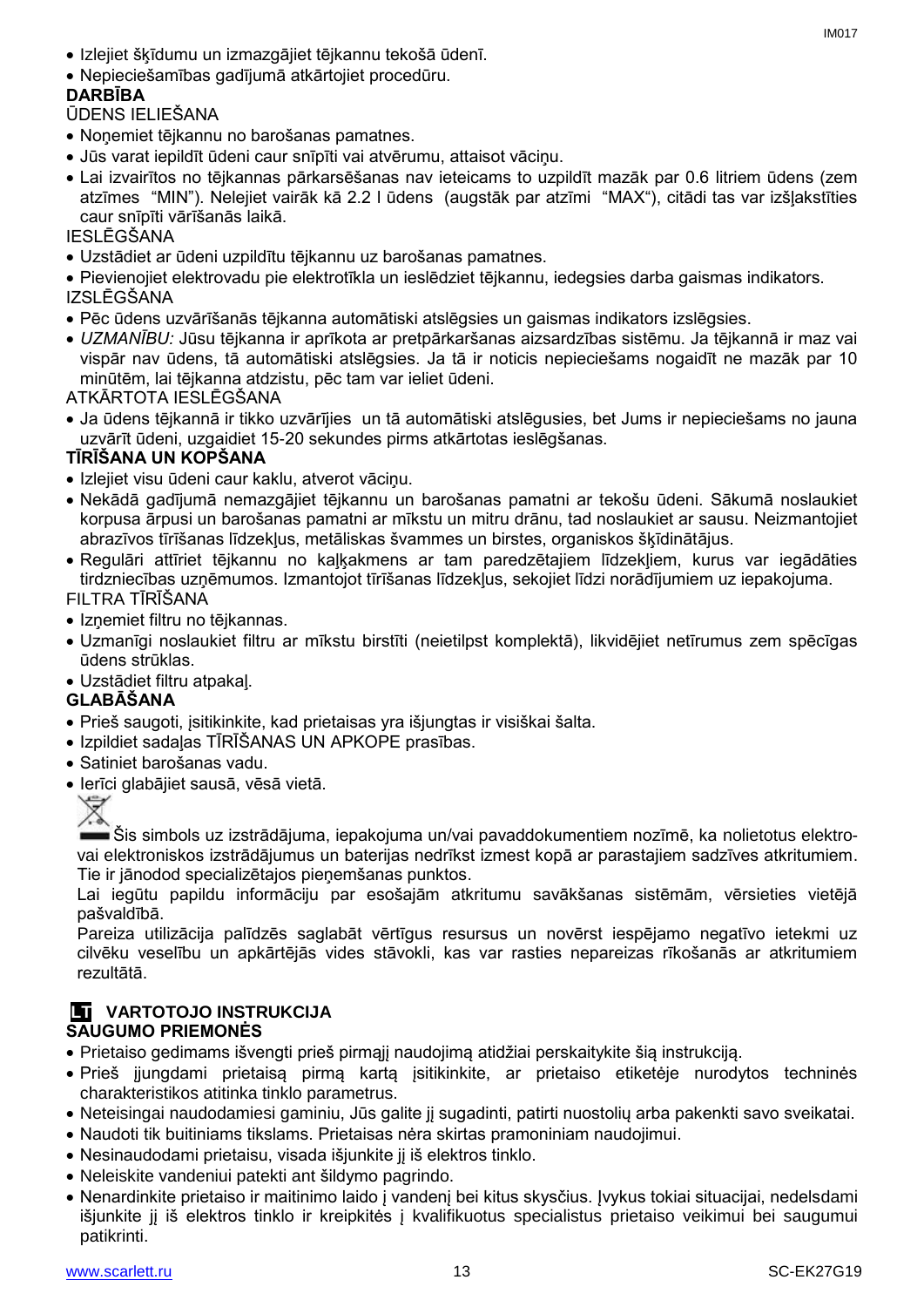- Izlejiet šķīdumu un izmazgājiet tējkannu tekošā ūdenī.
- Nepieciešamības gadījumā atkārtojiet procedūru.

**DARBĪBA**

ŪDENS IELIEŠANA

- Noņemiet tējkannu no barošanas pamatnes.
- Jūs varat iepildīt ūdeni caur snīpīti vai atvērumu, attaisot vāciņu.
- Lai izvairītos no tējkannas pārkarsēšanas nav ieteicams to uzpildīt mazāk par 0.6 litriem ūdens (zem atzīmes "MIN"). Nelejiet vairāk kā 2.2 l ūdens (augstāk par atzīmi "MAX"), citādi tas var izšļakstīties caur snīpīti vārīšanās laikā.

IESLĒGŠANA

- Uzstādiet ar ūdeni uzpildītu tējkannu uz barošanas pamatnes.
- Pievienojiet elektrovadu pie elektrotīkla un ieslēdziet tējkannu, iedegsies darba gaismas indikators.

IZSLĒGŠANA

- Pēc ūdens uzvārīšanās tējkanna automātiski atslēgsies un gaismas indikators izslēgsies.
- *UZMANĪBU:* Jūsu tējkanna ir aprīkota ar pretpārkaršanas aizsardzības sistēmu. Ja tējkannā ir maz vai vispār nav ūdens, tā automātiski atslēgsies. Ja tā ir noticis nepieciešams nogaidīt ne mazāk par 10 minūtēm, lai tējkanna atdzistu, pēc tam var ieliet ūdeni.

ATKĀRTOTA IESLĒGŠANA

- Ja ūdens tējkannā ir tikko uzvārījies un tā automātiski atslēgusies, bet Jums ir nepieciešams no jauna uzvārīt ūdeni, uzgaidiet 15-20 sekundes pirms atkārtotas ieslēgšanas.

**TĪRĪŠANA UN KOPŠANA**

- Izlejiet visu ūdeni caur kaklu, atverot vāciņu.
- Nekādā gadījumā nemazgājiet tējkannu un barošanas pamatni ar tekošu ūdeni. Sākumā noslaukiet korpusa ārpusi un barošanas pamatni ar mīkstu un mitru drānu, tad noslaukiet ar sausu. Neizmantojiet abrazīvos tīrīšanas līdzekļus, metāliskas švammes un birstes, organiskos šķīdinātājus.
- Regulāri attīriet tējkannu no kaļķakmens ar tam paredzētajiem līdzekļiem, kurus var iegādāties tirdzniecības uzņēmumos. Izmantojot tīrīšanas līdzekļus, sekojiet līdzi norādījumiem uz iepakojuma.

FILTRA TĪRĪŠANA

- Izņemiet filtru no tējkannas.
- Uzmanīgi noslaukiet filtru ar mīkstu birstīti (neietilpst komplektā), likvidējiet netīrumus zem spēcīgas ūdens strūklas.
- Uzstādiet filtru atpakaļ.

**GLABĀŠANA**

- Prieš saugoti, įsitikinkite, kad prietaisas yra išjungtas ir visiškai šalta.
- Izpildiet sadaļas TĪRĪŠANAS UN APKOPE prasības.
- Satiniet barošanas vadu.
- Ierīci glabājiet sausā, vēsā vietā.

Šis simbols uz izstrādājuma, iepakojuma un/vai pavaddokumentiem nozīmē, ka nolietotus elektro- vai elektroniskos izstrādājumus un baterijas nedrīkst izmest kopā ar parastajiem sadzīves atkritumiem. Tie ir jānodod specializētajos pieņemšanas punktos.

Lai iegūtu papildu informāciju par esošajām atkritumu savākšanas sistēmām, vērsieties vietējā pašvaldībā.

Pareiza utilizācija palīdzēs saglabāt vērtīgus resursus un novērst iespējamo negatīvo ietekmi uz cilvēku veselību un apkārtējās vides stāvokli, kas var rasties nepareizas rīkošanās ar atkritumiem rezultātā.

## LT VARTOTOJO INSTRUKCIJA

**SAUGUMO PRIEMONĖS**

- Prietaiso gedimams išvengti prieš pirmąjį naudojimą atidžiai perskaitykite šią instrukciją.
- Prieš įjungdami prietaisą pirmą kartą įsitikinkite, ar prietaiso etiketėje nurodytos techninės charakteristikos atitinka tinklo parametrus.
- Neteisingai naudodamiesi gaminiu, Jūs galite jį sugadinti, patirti nuostolių arba pakenkti savo sveikatai.
- Naudoti tik buitiniams tikslams. Prietaisas nėra skirtas pramoniniam naudojimui.
- Nesinaudodami prietaisu, visada išjunkite jį iš elektros tinklo.
- Neleiskite vandeniui patekti ant šildymo pagrindo.
- Nenardinkite prietaiso ir maitinimo laido į vandenį bei kitus skysčius. Įvykus tokiai situacijai, nedelsdami išjunkite jį iš elektros tinklo ir kreipkitės į kvalifikuotus specialistus prietaiso veikimui bei saugumui patikrinti.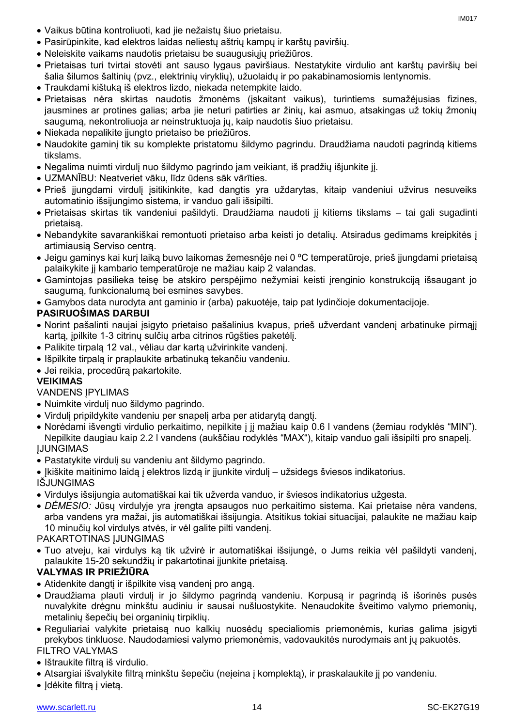- Vaikus būtina kontroliuoti, kad jie nežaistų šiuo prietaisu.
- Pasirūpinkite, kad elektros laidas neliestų aštrių kampų ir karštų paviršių.
- Neleiskite vaikams naudotis prietaisu be suaugusiųjų priežiūros.
- Prietaisas turi tvirtai stovėti ant sauso lygaus paviršiaus. Nestatykite virdulio ant karštų paviršių bei šalia šilumos šaltinių (pvz., elektrinių viryklių), užuolaidų ir po pakabinamosiomis lentynomis.
- Traukdami kištuką iš elektros lizdo, niekada netempkite laido.
- Prietaisas nėra skirtas naudotis žmonėms (įskaitant vaikus), turintiems sumažėjusias fizines, jausmines ar protines galias; arba jie neturi patirties ar žinių, kai asmuo, atsakingas už tokių žmonių saugumą, nekontroliuoja ar neinstruktuoja jų, kaip naudotis šiuo prietaisu.
- Niekada nepalikite įjungto prietaiso be priežiūros.
- Naudokite gaminį tik su komplekte pristatomu šildymo pagrindu. Draudžiama naudoti pagrindą kitiems tikslams.
- Negalima nuimti virdulį nuo šildymo pagrindo jam veikiant, iš pradžių išjunkite jį.
- UZMANĪBU: Neatveriet vāku, līdz ūdens sāk vārīties.
- Prieš įjungdami virdulį įsitikinkite, kad dangtis yra uždarytas, kitaip vandeniui užvirus nesuveiks automatinio išsijungimo sistema, ir vanduo gali išsipilti.
- Prietaisas skirtas tik vandeniui pašildyti. Draudžiama naudoti jį kitiems tikslams – tai gali sugadinti prietaisą.
- Nebandykite savarankiškai remontuoti prietaiso arba keisti jo detalių. Atsiradus gedimams kreipkitės į artimiausią Serviso centrą.
- Jeigu gaminys kai kurį laiką buvo laikomas žemesnėje nei 0 ºC temperatūroje, prieš įjungdami prietaisą palaikykite jį kambario temperatūroje ne mažiau kaip 2 valandas.
- Gamintojas pasilieka teisę be atskiro perspėjimo nežymiai keisti įrenginio konstrukciją išsaugant jo saugumą, funkcionalumą bei esmines savybes.
- Gamybos data nurodyta ant gaminio ir (arba) pakuotėje, taip pat lydinčioje dokumentacijoje.

**PASIRUOŠIMAS DARBUI**

- Norint pašalinti naujai įsigyto prietaiso pašalinius kvapus, prieš užverdant vandenį arbatinuke pirmąjį kartą, įpilkite 1-3 citrinų sulčių arba citrinos rūgšties paketėlį.
- Palikite tirpalą 12 val., vėliau dar kartą užvirinkite vandenį.
- Išpilkite tirpalą ir praplaukite arbatinuką tekančiu vandeniu.
- Jei reikia, procedūrą pakartokite.

**VEIKIMAS**

VANDENS ĮPYLIMAS

- Nuimkite virdulį nuo šildymo pagrindo.
- Virdulį pripildykite vandeniu per snapelį arba per atidarytą dangtį.
- Norėdami išvengti virdulio perkaitimo, nepilkite į jį mažiau kaip 0.6 l vandens (žemiau rodyklės "MIN"). Nepilkite daugiau kaip 2.2 l vandens (aukščiau rodyklės "MAX"), kitaip vanduo gali išsipilti pro snapelį.

ĮJUNGIMAS

- Pastatykite virdulį su vandeniu ant šildymo pagrindo.
- Įkiškite maitinimo laidą į elektros lizdą ir įjunkite virdulį – užsidegs šviesos indikatorius.

IŠJUNGIMAS

- Virdulys išsijungia automatiškai kai tik užverda vanduo, ir šviesos indikatorius užgesta.
- *DĖMESIO:* Jūsų virdulyje yra įrengta apsaugos nuo perkaitimo sistema. Kai prietaise nėra vandens, arba vandens yra mažai, jis automatiškai išsijungia. Atsitikus tokiai situacijai, palaukite ne mažiau kaip 10 minučių kol virdulys atvės, ir vėl galite pilti vandenį.

PAKARTOTINAS ĮJUNGIMAS

- Tuo atveju, kai virdulys ką tik užvirė ir automatiškai išsijungė, o Jums reikia vėl pašildyti vandenį, palaukite 15-20 sekundžių ir pakartotinai įjunkite prietaisą.

**VALYMAS IR PRIEŽIŪRA**

- Atidenkite dangtį ir išpilkite visą vandenį pro angą.
- Draudžiama plauti virdulį ir jo šildymo pagrindą vandeniu. Korpusą ir pagrindą iš išorinės pusės nuvalykite drėgnu minkštu audiniu ir sausai nušluostykite. Nenaudokite šveitimo valymo priemonių, metalinių šepečių bei organinių tirpiklių.
- Reguliariai valykite prietaisą nuo kalkių nuosėdų specialiomis priemonėmis, kurias galima įsigyti prekybos tinkluose. Naudodamiesi valymo priemonėmis, vadovaukitės nurodymais ant jų pakuotės.

FILTRO VALYMAS

- Ištraukite filtrą iš virdulio.
- Atsargiai išvalykite filtrą minkštu šepečiu (neįeina į komplektą), ir praskalaukite jį po vandeniu.
- Įdėkite filtrą į vietą.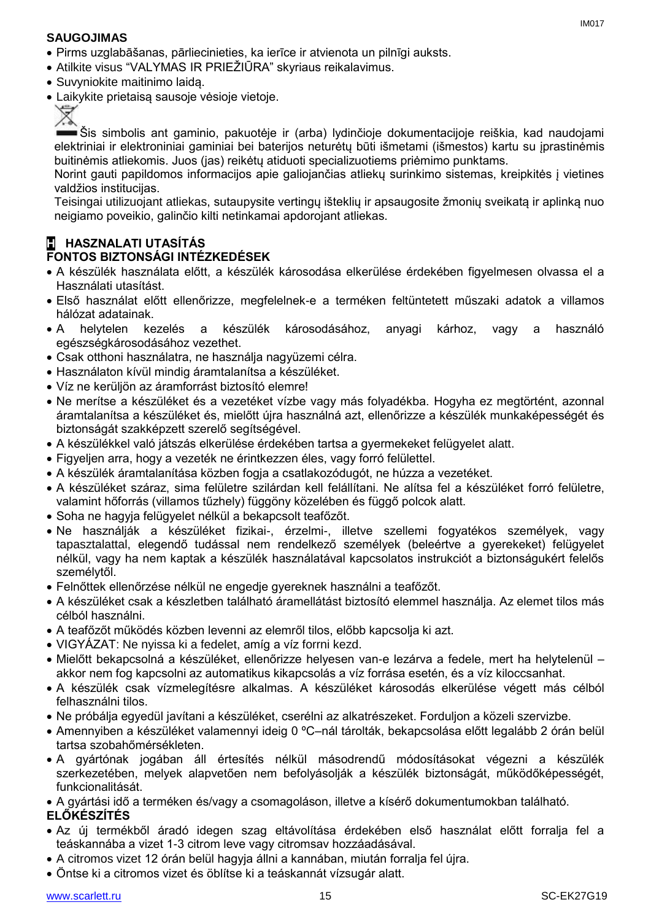**SAUGOJIMAS**

- Pirms uzglabāšanas, pārliecinieties, ka ierīce ir atvienota un pilnīgi auksts.
- Atilkite visus "VALYMAS IR PRIEŽIŪRA" skyriaus reikalavimus.
- Suvyniokite maitinimo laidą.
- Laikykite prietaisą sausoje vėsioje vietoje.

Šis simbolis ant gaminio, pakuotėje ir (arba) lydinčioje dokumentacijoje reiškia, kad naudojami elektriniai ir elektroniniai gaminiai bei baterijos neturėtų būti išmetami (išmestos) kartu su įprastinėmis buitinėmis atliekomis. Juos (jas) reikėtų atiduoti specializuotiems priėmimo punktams.
Norint gauti papildomos informacijos apie galiojančias atliekų surinkimo sistemas, kreipkitės į vietines valdžios institucijas.
Teisingai utilizuojant atliekas, sutaupysite vertingų išteklių ir apsaugosite žmonių sveikatą ir aplinką nuo neigiamo poveikio, galinčio kilti netinkamai apdorojant atliekas.

**H HASZNALATI UTASÍTÁS**

**FONTOS BIZTONSÁGI INTÉZKEDÉSEK**

- A készülék használata előtt, a készülék károsodása elkerülése érdekében figyelmesen olvassa el a Használati utasítást.
- Első használat előtt ellenőrizze, megfelelnek-e a terméken feltüntetett műszaki adatok a villamos hálózat adatainak.
- A helytelen kezelés a készülék károsodásához, anyagi kárhoz, vagy a használó egészségkárosodásához vezethet.
- Csak otthoni használatra, ne használja nagyüzemi célra.
- Használaton kívül mindig áramtalanítsa a készüléket.
- Víz ne kerüljön az áramforrást biztosító elemre!
- Ne merítse a készüléket és a vezetéket vízbe vagy más folyadékba. Hogyha ez megtörtént, azonnal áramtalanítsa a készüléket és, mielőtt újra használná azt, ellenőrizze a készülék munkaképességét és biztonságát szakképzett szerelő segítségével.
- A készülékkel való játszás elkerülése érdekében tartsa a gyermekeket felügyelet alatt.
- Figyeljen arra, hogy a vezeték ne érintkezzen éles, vagy forró felülettel.
- A készülék áramtalanítása közben fogja a csatlakozódugót, ne húzza a vezetéket.
- A készüléket száraz, sima felületre szilárdan kell felállítani. Ne alítsa fel a készüléket forró felületre, valamint hőforrás (villamos tűzhely) függöny közelében és függő polcok alatt.
- Soha ne hagyja felügyelet nélkül a bekapcsolt teafőzőt.
- Ne használják a készüléket fizikai-, érzelmi-, illetve szellemi fogyatékos személyek, vagy tapasztalattal, elegendő tudással nem rendelkező személyek (beleértve a gyerekeket) felügyelet nélkül, vagy ha nem kaptak a készülék használatával kapcsolatos instrukciót a biztonságukért felelős személytől.
- Felnőttek ellenőrzése nélkül ne engedje gyereknek használni a teafőzőt.
- A készüléket csak a készletben található áramellátást biztosító elemmel használja. Az elemet tilos más célból használni.
- A teafőzőt működés közben levenni az elemről tilos, előbb kapcsolja ki azt.
- VIGYÁZAT: Ne nyissa ki a fedelet, amíg a víz forrni kezd.
- Mielőtt bekapcsolná a készüléket, ellenőrizze helyesen van-e lezárva a fedele, mert ha helytelenül – akkor nem fog kapcsolni az automatikus kikapcsolás a víz forrása esetén, és a víz kiloccsanhat.
- A készülék csak vízmelegítésre alkalmas. A készüléket károsodás elkerülése végett más célból felhasználni tilos.
- Ne próbálja egyedül javítani a készüléket, cserélni az alkatrészeket. Forduljon a közeli szervizbe.
- Amennyiben a készüléket valamennyi ideig 0 ºC–nál tárolták, bekapcsolása előtt legalább 2 órán belül tartsa szobahőmérsékleten.
- A gyártónak jogában áll értesítés nélkül másodrendű módosításokat végezni a készülék szerkezetében, melyek alapvetően nem befolyásolják a készülék biztonságát, működőképességét, funkcionalitását.
- A gyártási idő a terméken és/vagy a csomagoláson, illetve a kísérő dokumentumokban található.

**ELŐKÉSZÍTÉS**

- Az új termékből áradó idegen szag eltávolítása érdekében első használat előtt forralja fel a teáskannába a vizet 1-3 citrom leve vagy citromsav hozzáadásával.
- A citromos vizet 12 órán belül hagyja állni a kannában, miután forralja fel újra.
- Öntse ki a citromos vizet és öblítse ki a teáskannát vízsugár alatt.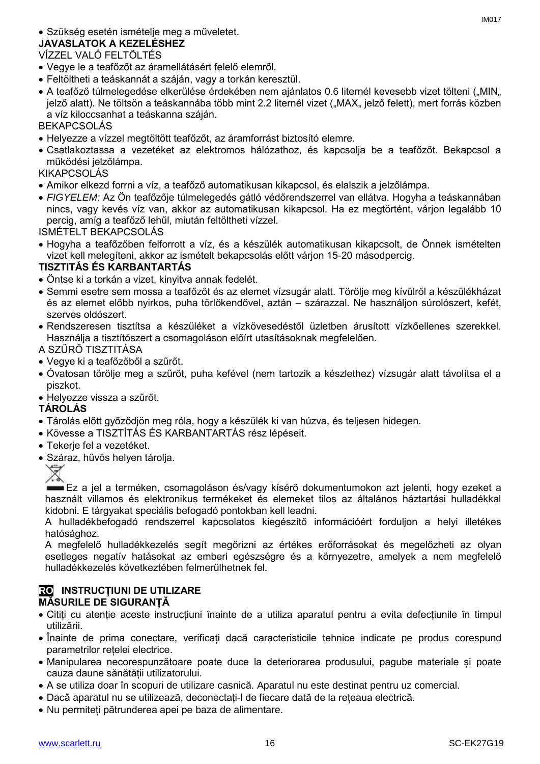- Szükség esetén ismételje meg a műveletet.

**JAVASLATOK A KEZELÉSHEZ**

VÍZZEL VALÓ FELTÖLTÉS

- Vegye le a teafőzőt az áramellátásért felelő elemről.
- Feltöltheti a teáskannát a száján, vagy a torkán keresztül.
- A teafőző túlmelegedése elkerülése érdekében nem ajánlatos 0.6 liternél kevesebb vizet tölteni („MIN„ jelző alatt). Ne töltsön a teáskannába több mint 2.2 liternél vizet („MAX„ jelző felett), mert forrás közben a víz kiloccsanhat a teáskanna száján.

BEKAPCSOLÁS

- Helyezze a vízzel megtöltött teafőzőt, az áramforrást biztosító elemre.
- Csatlakoztassa a vezetéket az elektromos hálózathoz, és kapcsolja be a teafőzőt. Bekapcsol a működési jelzőlámpa.

KIKAPCSOLÁS

- Amikor elkezd forrni a víz, a teafőző automatikusan kikapcsol, és elalszik a jelzőlámpa.
- *FIGYELEM:* Az Ön teafőzője túlmelegedés gátló védőrendszerrel van ellátva. Hogyha a teáskannában nincs, vagy kevés víz van, akkor az automatikusan kikapcsol. Ha ez megtörtént, várjon legalább 10 percig, amíg a teafőző lehűl, miután feltöltheti vízzel.

ISMÉTELT BEKAPCSOLÁS

- Hogyha a teafőzőben felforrott a víz, és a készülék automatikusan kikapcsolt, de Önnek ismételten vizet kell melegíteni, akkor az ismételt bekapcsolás előtt várjon 15-20 másodpercig.

**TISZTITÁS ÉS KARBANTARTÁS**

- Öntse ki a torkán a vizet, kinyitva annak fedelét.
- Semmi esetre sem mossa a teafőzőt és az elemet vízsugár alatt. Törölje meg kívülről a készülékházat és az elemet előbb nyirkos, puha törlőkendővel, aztán – szárazzal. Ne használjon súrolószert, kefét, szerves oldószert.
- Rendszeresen tisztítsa a készüléket a vízkövesedéstől üzletben árusított vízkőellenes szerekkel. Használja a tisztítószert a csomagoláson előírt utasításoknak megfelelően.

A SZŰRŐ TISZTITÁSA

- Vegye ki a teafőzőből a szűrőt.
- Óvatosan törölje meg a szűrőt, puha kefével (nem tartozik a készlethez) vízsugár alatt távolítsa el a piszkot.
- Helyezze vissza a szűrőt.

**TÁROLÁS**

- Tárolás előtt győződjön meg róla, hogy a készülék ki van húzva, és teljesen hidegen.
- Kövesse a TISZTÍTÁS ÉS KARBANTARTÁS rész lépéseit.
- Tekerje fel a vezetéket.
- Száraz, hűvös helyen tárolja.

Ez a jel a terméken, csomagoláson és/vagy kísérő dokumentumokon azt jelenti, hogy ezeket a használt villamos és elektronikus termékeket és elemeket tilos az általános háztartási hulladékkal kidobni. E tárgyakat speciális befogadó pontokban kell leadni.

A hulladékbefogadó rendszerrel kapcsolatos kiegészítő információért forduljon a helyi illetékes hatósághoz.

A megfelelő hulladékkezelés segít megőrizni az értékes erőforrásokat és megelőzheti az olyan esetleges negatív hatásokat az emberi egészségre és a környezetre, amelyek a nem megfelelő hulladékkezelés következtében felmerülhetnek fel.

## RO INSTRUCȚIUNI DE UTILIZARE

**MĂSURILE DE SIGURANȚĂ**

- Citiți cu atenție aceste instrucțiuni înainte de a utiliza aparatul pentru a evita defecțiunile în timpul utilizării.
- Înainte de prima conectare, verificați dacă caracteristicile tehnice indicate pe produs corespund parametrilor rețelei electrice.
- Manipularea necorespunzătoare poate duce la deteriorarea produsului, pagube materiale și poate cauza daune sănătății utilizatorului.
- A se utiliza doar în scopuri de utilizare casnică. Aparatul nu este destinat pentru uz comercial.
- Dacă aparatul nu se utilizează, deconectați-l de fiecare dată de la rețeaua electrică.
- Nu permiteți pătrunderea apei pe baza de alimentare.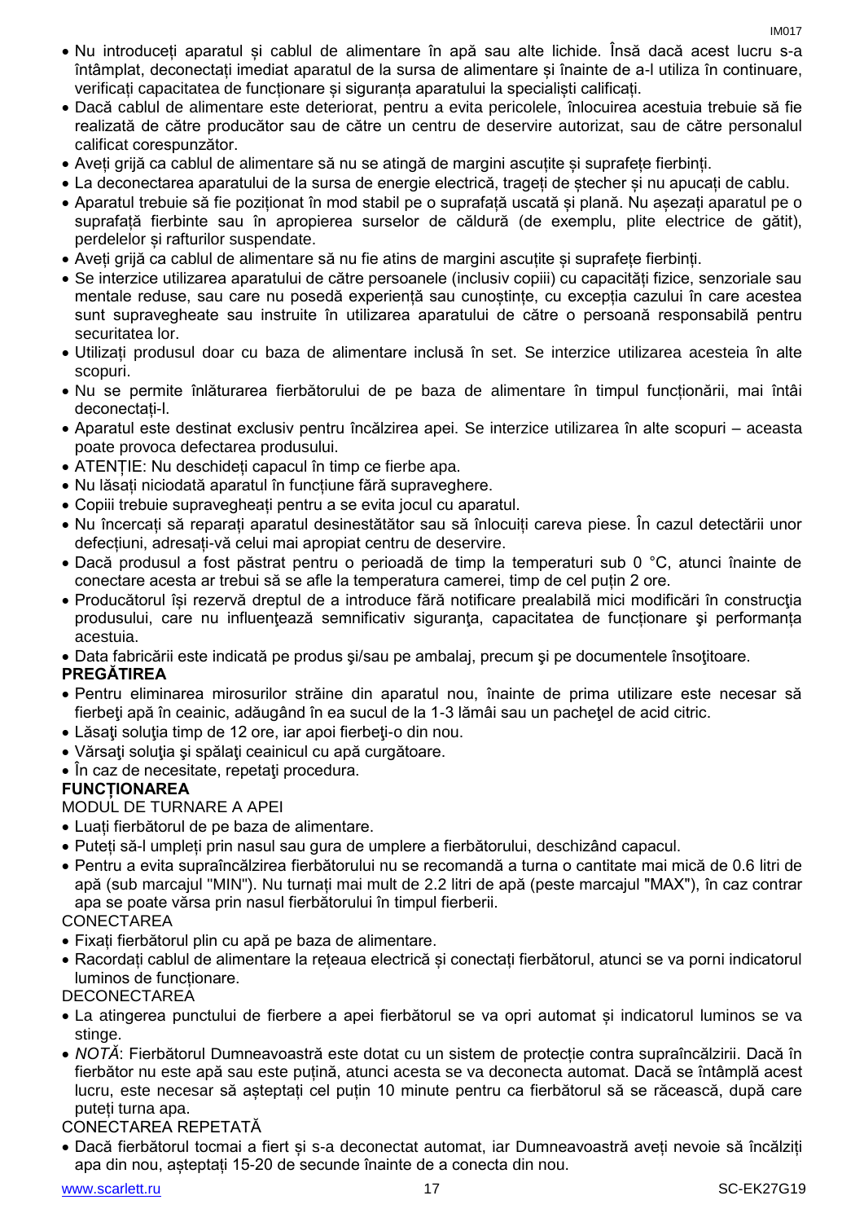- Nu introduceți aparatul și cablul de alimentare în apă sau alte lichide. Însă dacă acest lucru s-a întâmplat, deconectați imediat aparatul de la sursa de alimentare și înainte de a-l utiliza în continuare, verificați capacitatea de funcționare și siguranța aparatului la specialiști calificați.
- Dacă cablul de alimentare este deteriorat, pentru a evita pericolele, înlocuirea acestuia trebuie să fie realizată de către producător sau de către un centru de deservire autorizat, sau de către personalul calificat corespunzător.
- Aveți grijă ca cablul de alimentare să nu se atingă de margini ascuțite și suprafețe fierbinți.
- La deconectarea aparatului de la sursa de energie electrică, trageți de ștecher și nu apucați de cablu.
- Aparatul trebuie să fie poziționat în mod stabil pe o suprafață uscată și plană. Nu așezați aparatul pe o suprafață fierbinte sau în apropierea surselor de căldură (de exemplu, plite electrice de gătit), perdelelor și rafturilor suspendate.
- Aveți grijă ca cablul de alimentare să nu fie atins de margini ascuțite și suprafețe fierbinți.
- Se interzice utilizarea aparatului de către persoanele (inclusiv copiii) cu capacități fizice, senzoriale sau mentale reduse, sau care nu posedă experiență sau cunoștințe, cu excepția cazului în care acestea sunt supravegheate sau instruite în utilizarea aparatului de către o persoană responsabilă pentru securitatea lor.
- Utilizați produsul doar cu baza de alimentare inclusă în set. Se interzice utilizarea acesteia în alte scopuri.
- Nu se permite înlăturarea fierbătorului de pe baza de alimentare în timpul funcționării, mai întâi deconectați-l.
- Aparatul este destinat exclusiv pentru încălzirea apei. Se interzice utilizarea în alte scopuri – aceasta poate provoca defectarea produsului.
- ATENȚIE: Nu deschideți capacul în timp ce fierbe apa.
- Nu lăsați niciodată aparatul în funcțiune fără supraveghere.
- Copiii trebuie supravegheați pentru a se evita jocul cu aparatul.
- Nu încercați să reparați aparatul desinestătător sau să înlocuiți careva piese. În cazul detectării unor defecțiuni, adresați-vă celui mai apropiat centru de deservire.
- Dacă produsul a fost păstrat pentru o perioadă de timp la temperaturi sub 0 °C, atunci înainte de conectare acesta ar trebui să se afle la temperatura camerei, timp de cel puțin 2 ore.
- Producătorul își rezervă dreptul de a introduce fără notificare prealabilă mici modificări în construcţia produsului, care nu influenţează semnificativ siguranţa, capacitatea de funcționare şi performanța acestuia.
- Data fabricării este indicată pe produs şi/sau pe ambalaj, precum şi pe documentele însoţitoare.

**PREGĂTIREA**

- Pentru eliminarea mirosurilor străine din aparatul nou, înainte de prima utilizare este necesar să fierbeţi apă în ceainic, adăugând în ea sucul de la 1-3 lămâi sau un pacheţel de acid citric.
- Lăsaţi soluţia timp de 12 ore, iar apoi fierbeţi-o din nou.
- Vărsaţi soluţia şi spălaţi ceainicul cu apă curgătoare.
- În caz de necesitate, repetaţi procedura.

**FUNCȚIONAREA**

MODUL DE TURNARE A APEI

- Luați fierbătorul de pe baza de alimentare.
- Puteți să-l umpleți prin nasul sau gura de umplere a fierbătorului, deschizând capacul.
- Pentru a evita supraîncălzirea fierbătorului nu se recomandă a turna o cantitate mai mică de 0.6 litri de apă (sub marcajul "MIN"). Nu turnați mai mult de 2.2 litri de apă (peste marcajul "MAX"), în caz contrar apa se poate vărsa prin nasul fierbătorului în timpul fierberii.

CONECTAREA

- Fixați fierbătorul plin cu apă pe baza de alimentare.
- Racordați cablul de alimentare la rețeaua electrică și conectați fierbătorul, atunci se va porni indicatorul luminos de funcționare.

DECONECTAREA

- La atingerea punctului de fierbere a apei fierbătorul se va opri automat și indicatorul luminos se va stinge.
- *NOTĂ*: Fierbătorul Dumneavoastră este dotat cu un sistem de protecție contra supraîncălzirii. Dacă în fierbător nu este apă sau este puțină, atunci acesta se va deconecta automat. Dacă se întâmplă acest lucru, este necesar să așteptați cel puțin 10 minute pentru ca fierbătorul să se răcească, după care puteți turna apa.

CONECTAREA REPETATĂ

- Dacă fierbătorul tocmai a fiert și s-a deconectat automat, iar Dumneavoastră aveți nevoie să încălziți apa din nou, așteptați 15-20 de secunde înainte de a conecta din nou.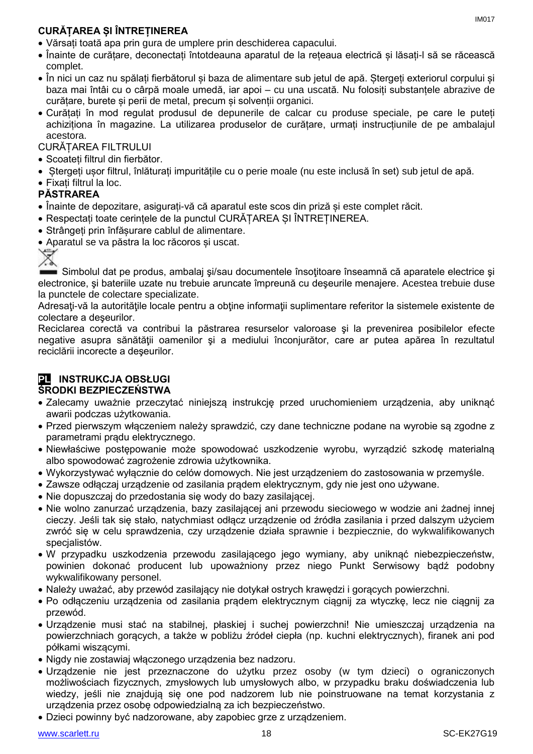**CURĂȚAREA ȘI ÎNTREȚINEREA**

- Vărsați toată apa prin gura de umplere prin deschiderea capacului.
- Înainte de curățare, deconectați întotdeauna aparatul de la rețeaua electrică și lăsați-l să se răcească complet.
- În nici un caz nu spălați fierbătorul și baza de alimentare sub jetul de apă. Ștergeți exteriorul corpului și baza mai întâi cu o cârpă moale umedă, iar apoi – cu una uscată. Nu folosiți substanțele abrazive de curățare, burete și perii de metal, precum și solvenții organici.
- Curățați în mod regulat produsul de depunerile de calcar cu produse speciale, pe care le puteți achiziționa în magazine. La utilizarea produselor de curățare, urmați instrucțiunile de pe ambalajul acestora.

CURĂȚAREA FILTRULUI

- Scoateți filtrul din fierbător.
- Ștergeți ușor filtrul, înlăturați impuritățile cu o perie moale (nu este inclusă în set) sub jetul de apă.
- Fixați filtrul la loc.

**PĂSTRAREA**

- Înainte de depozitare, asigurați-vă că aparatul este scos din priză și este complet răcit.
- Respectați toate cerințele de la punctul CURĂȚAREA ȘI ÎNTREȚINEREA.
- Strângeți prin înfășurare cablul de alimentare.
- Aparatul se va păstra la loc răcoros și uscat.

Simbolul dat pe produs, ambalaj şi/sau documentele însoţitoare înseamnă că aparatele electrice şi electronice, şi bateriile uzate nu trebuie aruncate împreună cu deşeurile menajere. Acestea trebuie duse la punctele de colectare specializate.

Adresaţi-vă la autorităţile locale pentru a obţine informaţii suplimentare referitor la sistemele existente de colectare a deşeurilor.

Reciclarea corectă va contribui la păstrarea resurselor valoroase şi la prevenirea posibilelor efecte negative asupra sănătăţii oamenilor şi a mediului înconjurător, care ar putea apărea în rezultatul reciclării incorecte a deşeurilor.

## PL INSTRUKCJA OBSŁUGI

**ŚRODKI BEZPIECZEŃSTWA**

- Zalecamy uważnie przeczytać niniejszą instrukcję przed uruchomieniem urządzenia, aby uniknąć awarii podczas użytkowania.
- Przed pierwszym włączeniem należy sprawdzić, czy dane techniczne podane na wyrobie są zgodne z parametrami prądu elektrycznego.
- Niewłaściwe postępowanie może spowodować uszkodzenie wyrobu, wyrządzić szkodę materialną albo spowodować zagrożenie zdrowia użytkownika.
- Wykorzystywać wyłącznie do celów domowych. Nie jest urządzeniem do zastosowania w przemyśle.
- Zawsze odłączaj urządzenie od zasilania prądem elektrycznym, gdy nie jest ono używane.
- Nie dopuszczaj do przedostania się wody do bazy zasilającej.
- Nie wolno zanurzać urządzenia, bazy zasilającej ani przewodu sieciowego w wodzie ani żadnej innej cieczy. Jeśli tak się stało, natychmiast odłącz urządzenie od źródła zasilania i przed dalszym użyciem zwróć się w celu sprawdzenia, czy urządzenie działa sprawnie i bezpiecznie, do wykwalifikowanych specjalistów.
- W przypadku uszkodzenia przewodu zasilającego jego wymiany, aby uniknąć niebezpieczeństw, powinien dokonać producent lub upoważniony przez niego Punkt Serwisowy bądź podobny wykwalifikowany personel.
- Należy uważać, aby przewód zasilający nie dotykał ostrych krawędzi i gorących powierzchni.
- Po odłączeniu urządzenia od zasilania prądem elektrycznym ciągnij za wtyczkę, lecz nie ciągnij za przewód.
- Urządzenie musi stać na stabilnej, płaskiej i suchej powierzchni! Nie umieszczaj urządzenia na powierzchniach gorących, a także w pobliżu źródeł ciepła (np. kuchni elektrycznych), firanek ani pod półkami wiszącymi.
- Nigdy nie zostawiaj włączonego urządzenia bez nadzoru.
- Urządzenie nie jest przeznaczone do użytku przez osoby (w tym dzieci) o ograniczonych możliwościach fizycznych, zmysłowych lub umysłowych albo, w przypadku braku doświadczenia lub wiedzy, jeśli nie znajdują się one pod nadzorem lub nie poinstruowane na temat korzystania z urządzenia przez osobę odpowiedzialną za ich bezpieczeństwo.
- Dzieci powinny być nadzorowane, aby zapobiec grze z urządzeniem.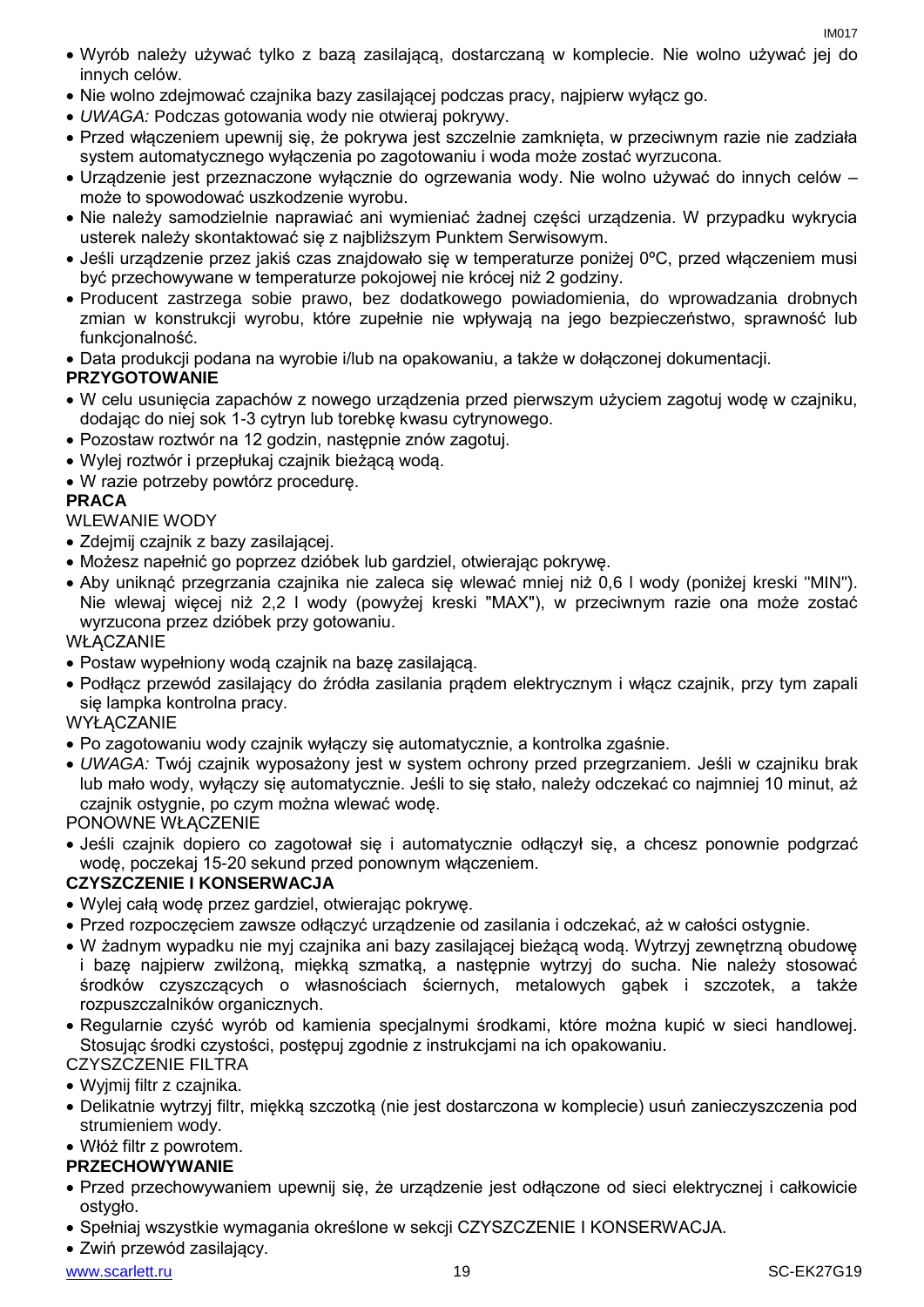- Wyrób należy używać tylko z bazą zasilającą, dostarczaną w komplecie. Nie wolno używać jej do innych celów.
- Nie wolno zdejmować czajnika bazy zasilającej podczas pracy, najpierw wyłącz go.
- *UWAGA:* Podczas gotowania wody nie otwieraj pokrywy.
- Przed włączeniem upewnij się, że pokrywa jest szczelnie zamknięta, w przeciwnym razie nie zadziała system automatycznego wyłączenia po zagotowaniu i woda może zostać wyrzucona.
- Urządzenie jest przeznaczone wyłącznie do ogrzewania wody. Nie wolno używać do innych celów – może to spowodować uszkodzenie wyrobu.
- Nie należy samodzielnie naprawiać ani wymieniać żadnej części urządzenia. W przypadku wykrycia usterek należy skontaktować się z najbliższym Punktem Serwisowym.
- Jeśli urządzenie przez jakiś czas znajdowało się w temperaturze poniżej 0ºC, przed włączeniem musi być przechowywane w temperaturze pokojowej nie krócej niż 2 godziny.
- Producent zastrzega sobie prawo, bez dodatkowego powiadomienia, do wprowadzania drobnych zmian w konstrukcji wyrobu, które zupełnie nie wpływają na jego bezpieczeństwo, sprawność lub funkcjonalność.
- Data produkcji podana na wyrobie i/lub na opakowaniu, a także w dołączonej dokumentacji.

**PRZYGOTOWANIE**

- W celu usunięcia zapachów z nowego urządzenia przed pierwszym użyciem zagotuj wodę w czajniku, dodając do niej sok 1-3 cytryn lub torebkę kwasu cytrynowego.
- Pozostaw roztwór na 12 godzin, następnie znów zagotuj.
- Wylej roztwór i przepłukaj czajnik bieżącą wodą.
- W razie potrzeby powtórz procedurę.

**PRACA**

WLEWANIE WODY

- Zdejmij czajnik z bazy zasilającej.
- Możesz napełnić go poprzez dzióbek lub gardziel, otwierając pokrywę.
- Aby uniknąć przegrzania czajnika nie zaleca się wlewać mniej niż 0,6 l wody (poniżej kreski "MIN"). Nie wlewaj więcej niż 2,2 l wody (powyżej kreski "MAX"), w przeciwnym razie ona może zostać wyrzucona przez dzióbek przy gotowaniu.

WŁĄCZANIE

- Postaw wypełniony wodą czajnik na bazę zasilającą.
- Podłącz przewód zasilający do źródła zasilania prądem elektrycznym i włącz czajnik, przy tym zapali się lampka kontrolna pracy.

WYŁĄCZANIE

- Po zagotowaniu wody czajnik wyłączy się automatycznie, a kontrolka zgaśnie.
- *UWAGA:* Twój czajnik wyposażony jest w system ochrony przed przegrzaniem. Jeśli w czajniku brak lub mało wody, wyłączy się automatycznie. Jeśli to się stało, należy odczekać co najmniej 10 minut, aż czajnik ostygnie, po czym można wlewać wodę.

PONOWNE WŁĄCZENIE

- Jeśli czajnik dopiero co zagotował się i automatycznie odłączył się, a chcesz ponownie podgrzać wodę, poczekaj 15-20 sekund przed ponownym włączeniem.

**CZYSZCZENIE I KONSERWACJA**

- Wylej całą wodę przez gardziel, otwierając pokrywę.
- Przed rozpoczęciem zawsze odłączyć urządzenie od zasilania i odczekać, aż w całości ostygnie.
- W żadnym wypadku nie myj czajnika ani bazy zasilającej bieżącą wodą. Wytrzyj zewnętrzną obudowę i bazę najpierw zwilżoną, miękką szmatką, a następnie wytrzyj do sucha. Nie należy stosować środków czyszczących o własnościach ściernych, metalowych gąbek i szczotek, a także rozpuszczalników organicznych.
- Regularnie czyść wyrób od kamienia specjalnymi środkami, które można kupić w sieci handlowej. Stosując środki czystości, postępuj zgodnie z instrukcjami na ich opakowaniu.

CZYSZCZENIE FILTRA

- Wyjmij filtr z czajnika.
- Delikatnie wytrzyj filtr, miękką szczotką (nie jest dostarczona w komplecie) usuń zanieczyszczenia pod strumieniem wody.
- Włóż filtr z powrotem.

**PRZECHOWYWANIE**

- Przed przechowywaniem upewnij się, że urządzenie jest odłączone od sieci elektrycznej i całkowicie ostygło.
- Spełniaj wszystkie wymagania określone w sekcji CZYSZCZENIE I KONSERWACJA.
- Zwiń przewód zasilający.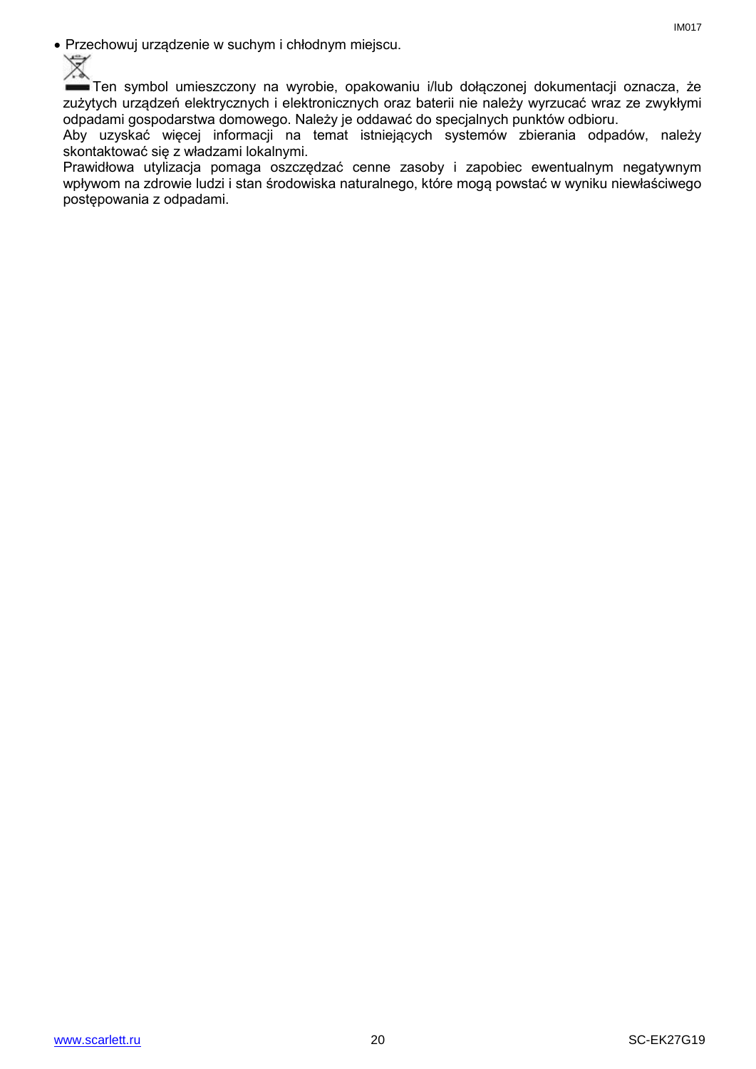- Przechowuj urządzenie w suchym i chłodnym miejscu.

Ten symbol umieszczony na wyrobie, opakowaniu i/lub dołączonej dokumentacji oznacza, że zużytych urządzeń elektrycznych i elektronicznych oraz baterii nie należy wyrzucać wraz ze zwykłymi odpadami gospodarstwa domowego. Należy je oddawać do specjalnych punktów odbioru.
Aby uzyskać więcej informacji na temat istniejących systemów zbierania odpadów, należy skontaktować się z władzami lokalnymi.
Prawidłowa utylizacja pomaga oszczędzać cenne zasoby i zapobiec ewentualnym negatywnym wpływom na zdrowie ludzi i stan środowiska naturalnego, które mogą powstać w wyniku niewłaściwego postępowania z odpadami.